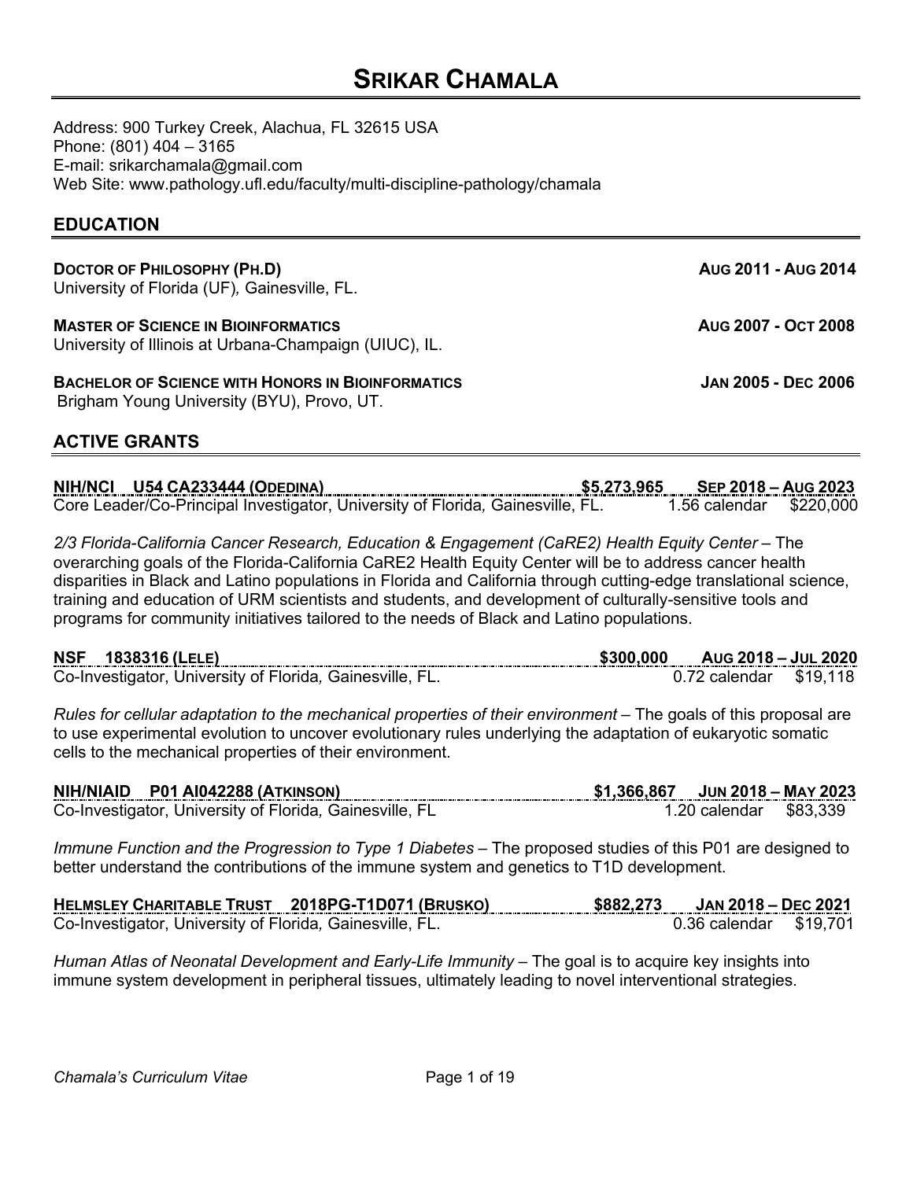# SRIKAR CHAMALA

Address: 900 Turkey Creek, Alachua, FL 32615 USA
Phone: (801) 404 – 3165
E-mail: srikarchamala@gmail.com
Web Site: www.pathology.ufl.edu/faculty/multi-discipline-pathology/chamala

## EDUCATION

**DOCTOR OF PHILOSOPHY (PH.D)** — **AUG 2011 - AUG 2014**
University of Florida (UF), Gainesville, FL.

**MASTER OF SCIENCE IN BIOINFORMATICS** — **AUG 2007 - OCT 2008**
University of Illinois at Urbana-Champaign (UIUC), IL.

**BACHELOR OF SCIENCE WITH HONORS IN BIOINFORMATICS** — **JAN 2005 - DEC 2006**
Brigham Young University (BYU), Provo, UT.

## ACTIVE GRANTS

**NIH/NCI U54 CA233444 (ODEDINA)** — **$5,273,965** — **SEP 2018 – AUG 2023**
Core Leader/Co-Principal Investigator, University of Florida, Gainesville, FL. — 1.56 calendar — $220,000

*2/3 Florida-California Cancer Research, Education & Engagement (CaRE2) Health Equity Center* – The overarching goals of the Florida-California CaRE2 Health Equity Center will be to address cancer health disparities in Black and Latino populations in Florida and California through cutting-edge translational science, training and education of URM scientists and students, and development of culturally-sensitive tools and programs for community initiatives tailored to the needs of Black and Latino populations.

**NSF 1838316 (LELE)** — **$300,000** — **AUG 2018 – JUL 2020**
Co-Investigator, University of Florida, Gainesville, FL. — 0.72 calendar — $19,118

*Rules for cellular adaptation to the mechanical properties of their environment* – The goals of this proposal are to use experimental evolution to uncover evolutionary rules underlying the adaptation of eukaryotic somatic cells to the mechanical properties of their environment.

**NIH/NIAID P01 AI042288 (ATKINSON)** — **$1,366,867** — **JUN 2018 – MAY 2023**
Co-Investigator, University of Florida, Gainesville, FL — 1.20 calendar — $83,339

*Immune Function and the Progression to Type 1 Diabetes* – The proposed studies of this P01 are designed to better understand the contributions of the immune system and genetics to T1D development.

**HELMSLEY CHARITABLE TRUST 2018PG-T1D071 (BRUSKO)** — **$882,273** — **JAN 2018 – DEC 2021**
Co-Investigator, University of Florida, Gainesville, FL. — 0.36 calendar — $19,701

*Human Atlas of Neonatal Development and Early-Life Immunity* – The goal is to acquire key insights into immune system development in peripheral tissues, ultimately leading to novel interventional strategies.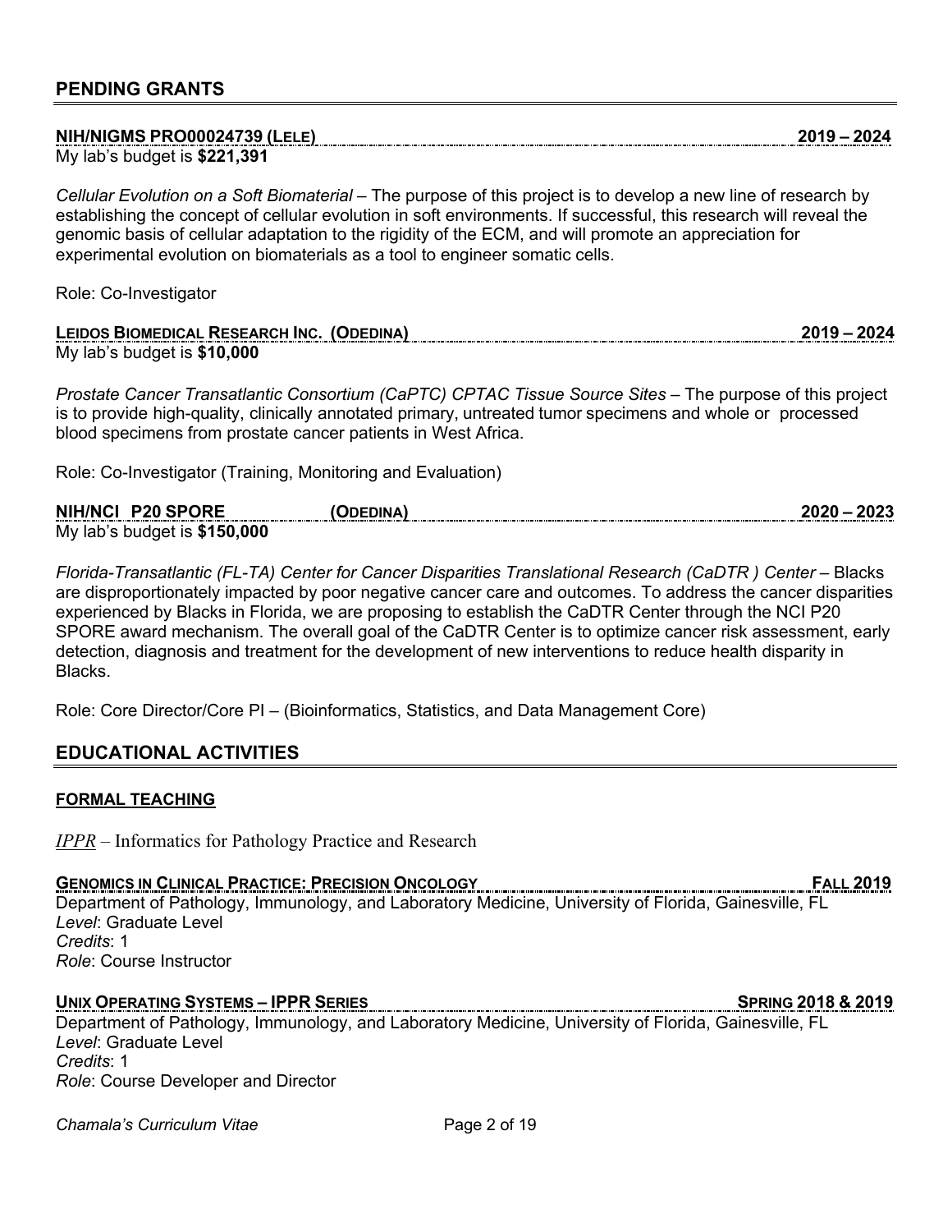## PENDING GRANTS

**NIH/NIGMS PRO00024739 (LELE)** **2019 – 2024**
My lab's budget is **$221,391**

*Cellular Evolution on a Soft Biomaterial* – The purpose of this project is to develop a new line of research by establishing the concept of cellular evolution in soft environments. If successful, this research will reveal the genomic basis of cellular adaptation to the rigidity of the ECM, and will promote an appreciation for experimental evolution on biomaterials as a tool to engineer somatic cells.

Role: Co-Investigator

**LEIDOS BIOMEDICAL RESEARCH INC. (ODEDINA)** **2019 – 2024**
My lab's budget is **$10,000**

*Prostate Cancer Transatlantic Consortium (CaPTC) CPTAC Tissue Source Sites* – The purpose of this project is to provide high-quality, clinically annotated primary, untreated tumor specimens and whole or processed blood specimens from prostate cancer patients in West Africa.

Role: Co-Investigator (Training, Monitoring and Evaluation)

**NIH/NCI P20 SPORE (ODEDINA)** **2020 – 2023**
My lab's budget is **$150,000**

*Florida-Transatlantic (FL-TA) Center for Cancer Disparities Translational Research (CaDTR ) Center* – Blacks are disproportionately impacted by poor negative cancer care and outcomes. To address the cancer disparities experienced by Blacks in Florida, we are proposing to establish the CaDTR Center through the NCI P20 SPORE award mechanism. The overall goal of the CaDTR Center is to optimize cancer risk assessment, early detection, diagnosis and treatment for the development of new interventions to reduce health disparity in Blacks.

Role: Core Director/Core PI – (Bioinformatics, Statistics, and Data Management Core)

## EDUCATIONAL ACTIVITIES

### FORMAL TEACHING

*IPPR* – Informatics for Pathology Practice and Research

**GENOMICS IN CLINICAL PRACTICE: PRECISION ONCOLOGY** **FALL 2019**
Department of Pathology, Immunology, and Laboratory Medicine, University of Florida, Gainesville, FL
*Level*: Graduate Level
*Credits*: 1
*Role*: Course Instructor

**UNIX OPERATING SYSTEMS – IPPR SERIES** **SPRING 2018 & 2019**
Department of Pathology, Immunology, and Laboratory Medicine, University of Florida, Gainesville, FL
*Level*: Graduate Level
*Credits*: 1
*Role*: Course Developer and Director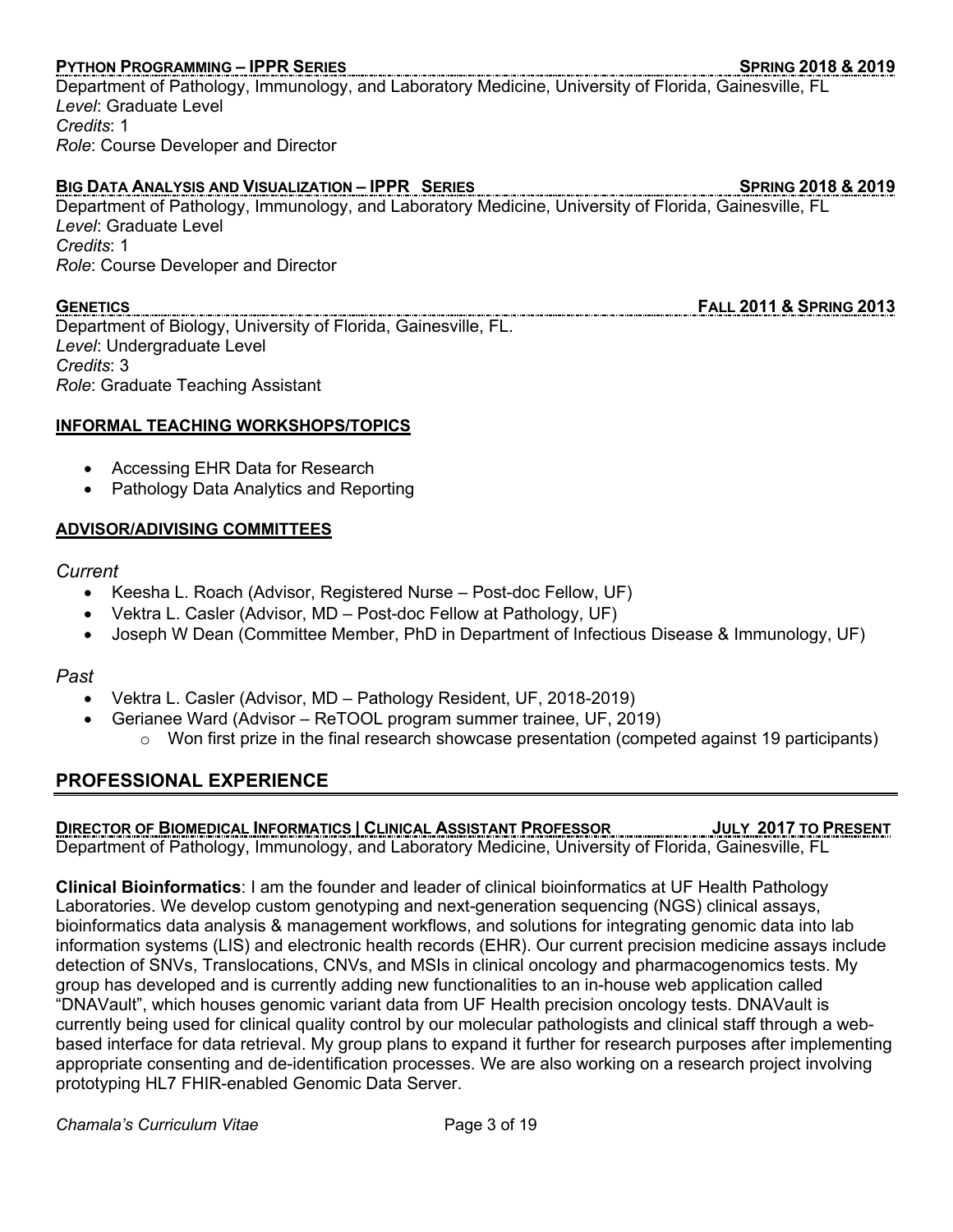**PYTHON PROGRAMMING – IPPR SERIES** **SPRING 2018 & 2019**
Department of Pathology, Immunology, and Laboratory Medicine, University of Florida, Gainesville, FL
*Level*: Graduate Level
*Credits*: 1
*Role*: Course Developer and Director

**BIG DATA ANALYSIS AND VISUALIZATION – IPPR SERIES** **SPRING 2018 & 2019**
Department of Pathology, Immunology, and Laboratory Medicine, University of Florida, Gainesville, FL
*Level*: Graduate Level
*Credits*: 1
*Role*: Course Developer and Director

**GENETICS** **FALL 2011 & SPRING 2013**
Department of Biology, University of Florida, Gainesville, FL.
*Level*: Undergraduate Level
*Credits*: 3
*Role*: Graduate Teaching Assistant

**INFORMAL TEACHING WORKSHOPS/TOPICS**

- Accessing EHR Data for Research
- Pathology Data Analytics and Reporting

**ADVISOR/ADIVISING COMMITTEES**

*Current*

- Keesha L. Roach (Advisor, Registered Nurse – Post-doc Fellow, UF)
- Vektra L. Casler (Advisor, MD – Post-doc Fellow at Pathology, UF)
- Joseph W Dean (Committee Member, PhD in Department of Infectious Disease & Immunology, UF)

*Past*

- Vektra L. Casler (Advisor, MD – Pathology Resident, UF, 2018-2019)
- Gerianee Ward (Advisor – ReTOOL program summer trainee, UF, 2019)
  - Won first prize in the final research showcase presentation (competed against 19 participants)

## PROFESSIONAL EXPERIENCE

**DIRECTOR OF BIOMEDICAL INFORMATICS | CLINICAL ASSISTANT PROFESSOR** **JULY 2017 TO PRESENT**
Department of Pathology, Immunology, and Laboratory Medicine, University of Florida, Gainesville, FL

**Clinical Bioinformatics**: I am the founder and leader of clinical bioinformatics at UF Health Pathology Laboratories. We develop custom genotyping and next-generation sequencing (NGS) clinical assays, bioinformatics data analysis & management workflows, and solutions for integrating genomic data into lab information systems (LIS) and electronic health records (EHR). Our current precision medicine assays include detection of SNVs, Translocations, CNVs, and MSIs in clinical oncology and pharmacogenomics tests. My group has developed and is currently adding new functionalities to an in-house web application called "DNAVault", which houses genomic variant data from UF Health precision oncology tests. DNAVault is currently being used for clinical quality control by our molecular pathologists and clinical staff through a web-based interface for data retrieval. My group plans to expand it further for research purposes after implementing appropriate consenting and de-identification processes. We are also working on a research project involving prototyping HL7 FHIR-enabled Genomic Data Server.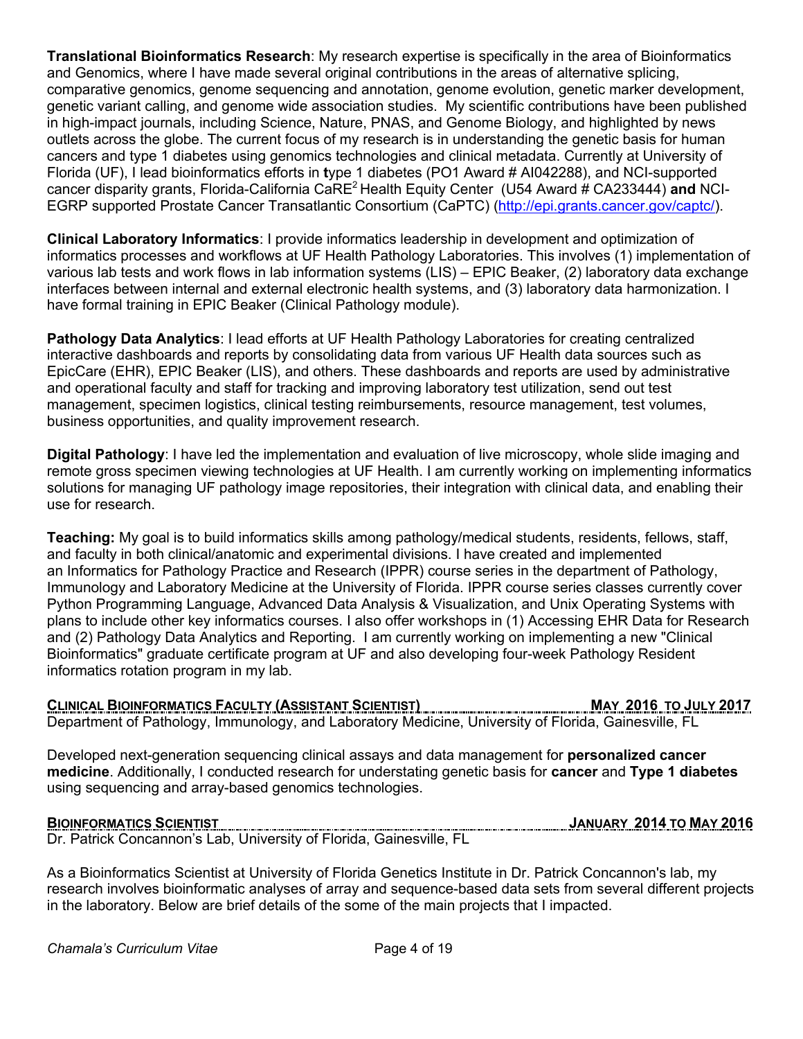**Translational Bioinformatics Research**: My research expertise is specifically in the area of Bioinformatics and Genomics, where I have made several original contributions in the areas of alternative splicing, comparative genomics, genome sequencing and annotation, genome evolution, genetic marker development, genetic variant calling, and genome wide association studies. My scientific contributions have been published in high-impact journals, including Science, Nature, PNAS, and Genome Biology, and highlighted by news outlets across the globe. The current focus of my research is in understanding the genetic basis for human cancers and type 1 diabetes using genomics technologies and clinical metadata. Currently at University of Florida (UF), I lead bioinformatics efforts in **t**ype 1 diabetes (PO1 Award # AI042288), and NCI-supported cancer disparity grants, Florida-California CaRE$^2$ Health Equity Center (U54 Award # CA233444) **and** NCI-EGRP supported Prostate Cancer Transatlantic Consortium (CaPTC) (http://epi.grants.cancer.gov/captc/).

**Clinical Laboratory Informatics**: I provide informatics leadership in development and optimization of informatics processes and workflows at UF Health Pathology Laboratories. This involves (1) implementation of various lab tests and work flows in lab information systems (LIS) – EPIC Beaker, (2) laboratory data exchange interfaces between internal and external electronic health systems, and (3) laboratory data harmonization. I have formal training in EPIC Beaker (Clinical Pathology module).

**Pathology Data Analytics**: I lead efforts at UF Health Pathology Laboratories for creating centralized interactive dashboards and reports by consolidating data from various UF Health data sources such as EpicCare (EHR), EPIC Beaker (LIS), and others. These dashboards and reports are used by administrative and operational faculty and staff for tracking and improving laboratory test utilization, send out test management, specimen logistics, clinical testing reimbursements, resource management, test volumes, business opportunities, and quality improvement research.

**Digital Pathology**: I have led the implementation and evaluation of live microscopy, whole slide imaging and remote gross specimen viewing technologies at UF Health. I am currently working on implementing informatics solutions for managing UF pathology image repositories, their integration with clinical data, and enabling their use for research.

**Teaching:** My goal is to build informatics skills among pathology/medical students, residents, fellows, staff, and faculty in both clinical/anatomic and experimental divisions. I have created and implemented an Informatics for Pathology Practice and Research (IPPR) course series in the department of Pathology, Immunology and Laboratory Medicine at the University of Florida. IPPR course series classes currently cover Python Programming Language, Advanced Data Analysis & Visualization, and Unix Operating Systems with plans to include other key informatics courses. I also offer workshops in (1) Accessing EHR Data for Research and (2) Pathology Data Analytics and Reporting. I am currently working on implementing a new "Clinical Bioinformatics" graduate certificate program at UF and also developing four-week Pathology Resident informatics rotation program in my lab.

**CLINICAL BIOINFORMATICS FACULTY (ASSISTANT SCIENTIST)** — **MAY 2016 TO JULY 2017**

Department of Pathology, Immunology, and Laboratory Medicine, University of Florida, Gainesville, FL

Developed next-generation sequencing clinical assays and data management for **personalized cancer medicine**. Additionally, I conducted research for understating genetic basis for **cancer** and **Type 1 diabetes** using sequencing and array-based genomics technologies.

**BIOINFORMATICS SCIENTIST** — **JANUARY 2014 TO MAY 2016**

Dr. Patrick Concannon's Lab, University of Florida, Gainesville, FL

As a Bioinformatics Scientist at University of Florida Genetics Institute in Dr. Patrick Concannon's lab, my research involves bioinformatic analyses of array and sequence-based data sets from several different projects in the laboratory. Below are brief details of the some of the main projects that I impacted.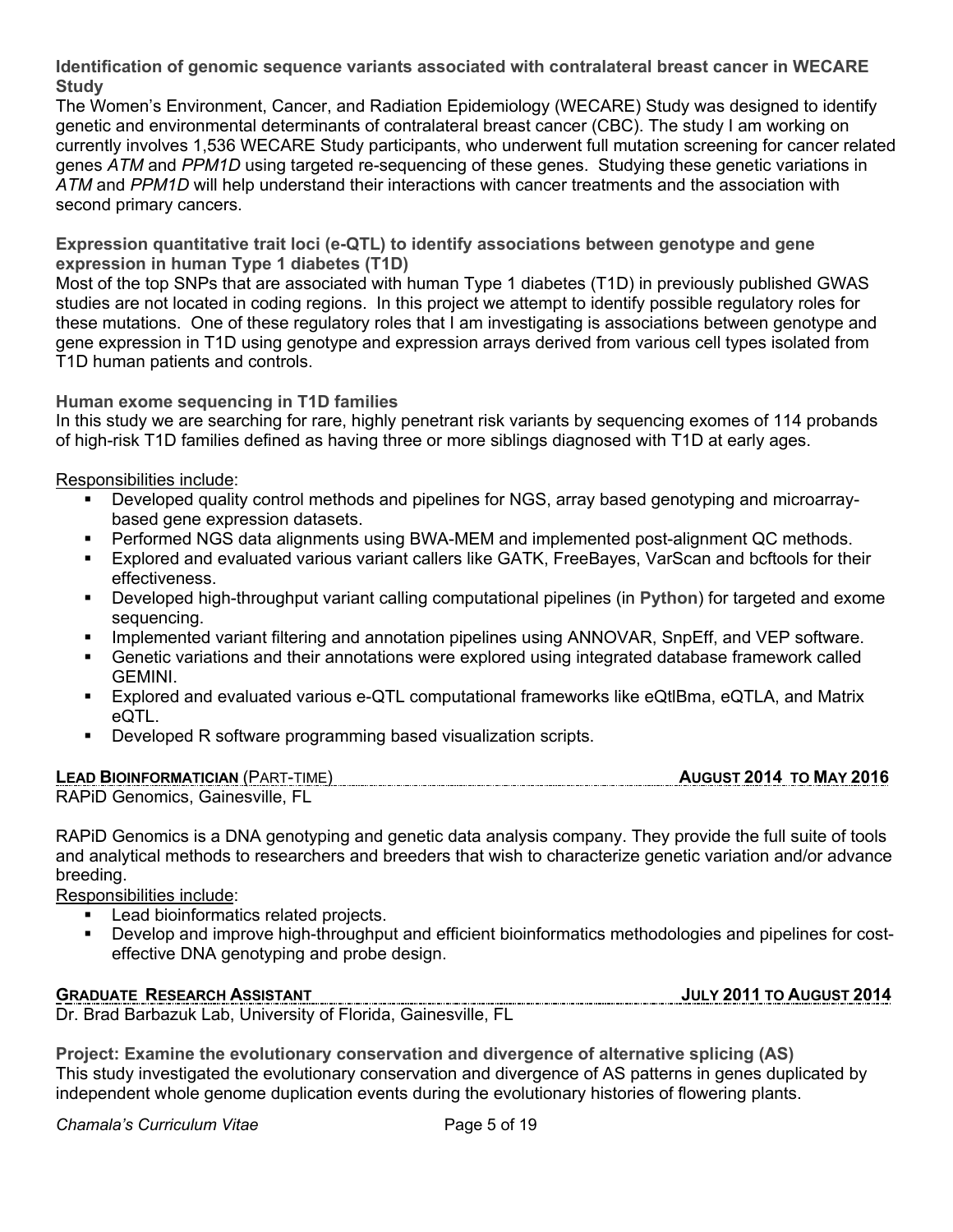**Identification of genomic sequence variants associated with contralateral breast cancer in WECARE Study**

The Women's Environment, Cancer, and Radiation Epidemiology (WECARE) Study was designed to identify genetic and environmental determinants of contralateral breast cancer (CBC). The study I am working on currently involves 1,536 WECARE Study participants, who underwent full mutation screening for cancer related genes *ATM* and *PPM1D* using targeted re-sequencing of these genes. Studying these genetic variations in *ATM* and *PPM1D* will help understand their interactions with cancer treatments and the association with second primary cancers.

**Expression quantitative trait loci (e-QTL) to identify associations between genotype and gene expression in human Type 1 diabetes (T1D)**

Most of the top SNPs that are associated with human Type 1 diabetes (T1D) in previously published GWAS studies are not located in coding regions. In this project we attempt to identify possible regulatory roles for these mutations. One of these regulatory roles that I am investigating is associations between genotype and gene expression in T1D using genotype and expression arrays derived from various cell types isolated from T1D human patients and controls.

**Human exome sequencing in T1D families**

In this study we are searching for rare, highly penetrant risk variants by sequencing exomes of 114 probands of high-risk T1D families defined as having three or more siblings diagnosed with T1D at early ages.

Responsibilities include:

- Developed quality control methods and pipelines for NGS, array based genotyping and microarray-based gene expression datasets.
- Performed NGS data alignments using BWA-MEM and implemented post-alignment QC methods.
- Explored and evaluated various variant callers like GATK, FreeBayes, VarScan and bcftools for their effectiveness.
- Developed high-throughput variant calling computational pipelines (in **Python**) for targeted and exome sequencing.
- Implemented variant filtering and annotation pipelines using ANNOVAR, SnpEff, and VEP software.
- Genetic variations and their annotations were explored using integrated database framework called GEMINI.
- Explored and evaluated various e-QTL computational frameworks like eQtlBma, eQTLA, and Matrix eQTL.
- Developed R software programming based visualization scripts.

**LEAD BIOINFORMATICIAN** (PART-TIME) **AUGUST 2014 TO MAY 2016**

RAPiD Genomics, Gainesville, FL

RAPiD Genomics is a DNA genotyping and genetic data analysis company. They provide the full suite of tools and analytical methods to researchers and breeders that wish to characterize genetic variation and/or advance breeding.

Responsibilities include:

- Lead bioinformatics related projects.
- Develop and improve high-throughput and efficient bioinformatics methodologies and pipelines for cost-effective DNA genotyping and probe design.

**GRADUATE RESEARCH ASSISTANT** **JULY 2011 TO AUGUST 2014**

Dr. Brad Barbazuk Lab, University of Florida, Gainesville, FL

**Project: Examine the evolutionary conservation and divergence of alternative splicing (AS)**

This study investigated the evolutionary conservation and divergence of AS patterns in genes duplicated by independent whole genome duplication events during the evolutionary histories of flowering plants.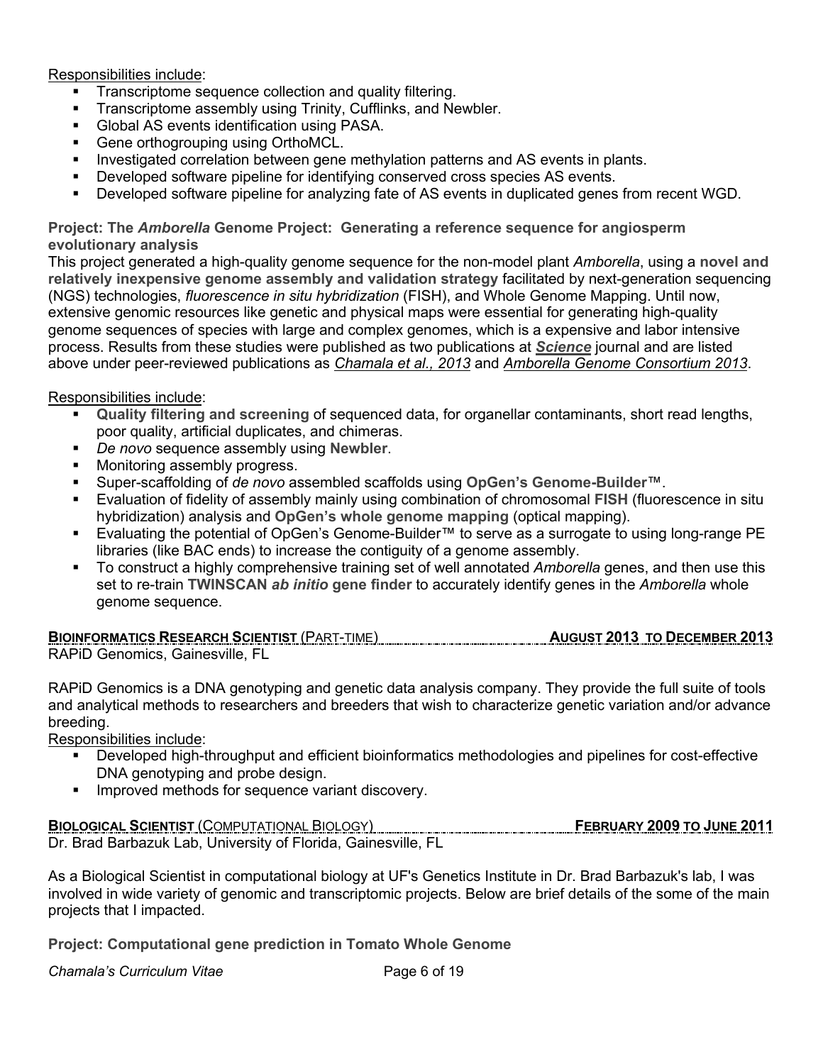Responsibilities include:

- Transcriptome sequence collection and quality filtering.
- Transcriptome assembly using Trinity, Cufflinks, and Newbler.
- Global AS events identification using PASA.
- Gene orthogrouping using OrthoMCL.
- Investigated correlation between gene methylation patterns and AS events in plants.
- Developed software pipeline for identifying conserved cross species AS events.
- Developed software pipeline for analyzing fate of AS events in duplicated genes from recent WGD.

**Project: The *Amborella* Genome Project: Generating a reference sequence for angiosperm evolutionary analysis**

This project generated a high-quality genome sequence for the non-model plant *Amborella*, using a **novel and relatively inexpensive genome assembly and validation strategy** facilitated by next-generation sequencing (NGS) technologies, *fluorescence in situ hybridization* (FISH), and Whole Genome Mapping. Until now, extensive genomic resources like genetic and physical maps were essential for generating high-quality genome sequences of species with large and complex genomes, which is a expensive and labor intensive process. Results from these studies were published as two publications at ***Science*** journal and are listed above under peer-reviewed publications as *Chamala et al., 2013* and *Amborella Genome Consortium 2013*.

Responsibilities include:

- **Quality filtering and screening** of sequenced data, for organellar contaminants, short read lengths, poor quality, artificial duplicates, and chimeras.
- *De novo* sequence assembly using **Newbler**.
- Monitoring assembly progress.
- Super-scaffolding of *de novo* assembled scaffolds using **OpGen's Genome-Builder**™.
- Evaluation of fidelity of assembly mainly using combination of chromosomal **FISH** (fluorescence in situ hybridization) analysis and **OpGen's whole genome mapping** (optical mapping).
- Evaluating the potential of OpGen's Genome-Builder™ to serve as a surrogate to using long-range PE libraries (like BAC ends) to increase the contiguity of a genome assembly.
- To construct a highly comprehensive training set of well annotated *Amborella* genes, and then use this set to re-train **TWINSCAN *ab initio* gene finder** to accurately identify genes in the *Amborella* whole genome sequence.

**BIOINFORMATICS RESEARCH SCIENTIST** (PART-TIME) — **AUGUST 2013 TO DECEMBER 2013**

RAPiD Genomics, Gainesville, FL

RAPiD Genomics is a DNA genotyping and genetic data analysis company. They provide the full suite of tools and analytical methods to researchers and breeders that wish to characterize genetic variation and/or advance breeding.

Responsibilities include:

- Developed high-throughput and efficient bioinformatics methodologies and pipelines for cost-effective DNA genotyping and probe design.
- Improved methods for sequence variant discovery.

**BIOLOGICAL SCIENTIST** (COMPUTATIONAL BIOLOGY) — **FEBRUARY 2009 TO JUNE 2011**

Dr. Brad Barbazuk Lab, University of Florida, Gainesville, FL

As a Biological Scientist in computational biology at UF's Genetics Institute in Dr. Brad Barbazuk's lab, I was involved in wide variety of genomic and transcriptomic projects. Below are brief details of the some of the main projects that I impacted.

**Project: Computational gene prediction in Tomato Whole Genome**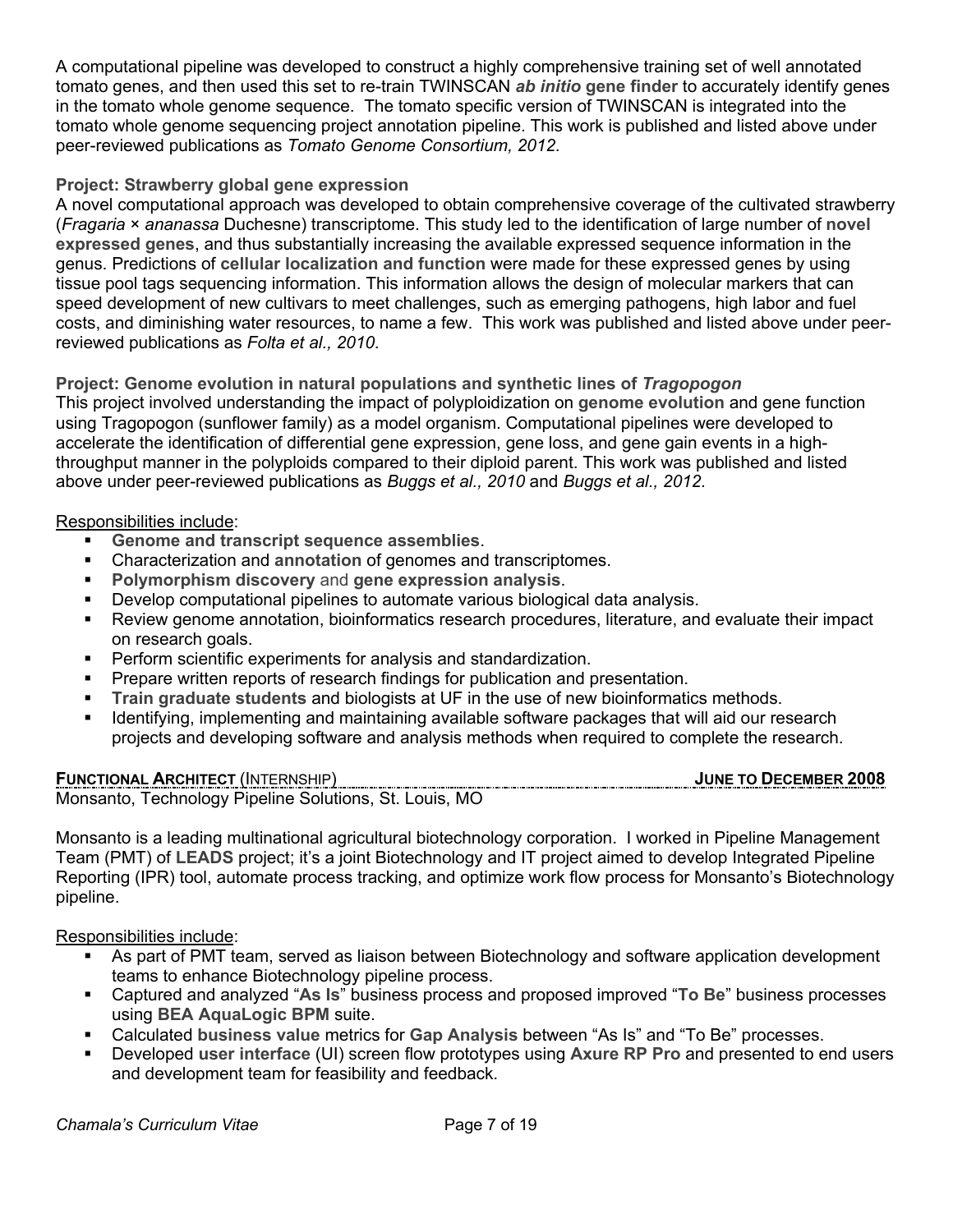A computational pipeline was developed to construct a highly comprehensive training set of well annotated tomato genes, and then used this set to re-train TWINSCAN ***ab initio* gene finder** to accurately identify genes in the tomato whole genome sequence. The tomato specific version of TWINSCAN is integrated into the tomato whole genome sequencing project annotation pipeline. This work is published and listed above under peer-reviewed publications as *Tomato Genome Consortium, 2012*.

**Project: Strawberry global gene expression**

A novel computational approach was developed to obtain comprehensive coverage of the cultivated strawberry (*Fragaria* × *ananassa* Duchesne) transcriptome. This study led to the identification of large number of **novel expressed genes**, and thus substantially increasing the available expressed sequence information in the genus. Predictions of **cellular localization and function** were made for these expressed genes by using tissue pool tags sequencing information. This information allows the design of molecular markers that can speed development of new cultivars to meet challenges, such as emerging pathogens, high labor and fuel costs, and diminishing water resources, to name a few. This work was published and listed above under peer-reviewed publications as *Folta et al., 2010*.

**Project: Genome evolution in natural populations and synthetic lines of *Tragopogon***

This project involved understanding the impact of polyploidization on **genome evolution** and gene function using Tragopogon (sunflower family) as a model organism. Computational pipelines were developed to accelerate the identification of differential gene expression, gene loss, and gene gain events in a high-throughput manner in the polyploids compared to their diploid parent. This work was published and listed above under peer-reviewed publications as *Buggs et al., 2010* and *Buggs et al., 2012*.

<u>Responsibilities include</u>:

- **Genome and transcript sequence assemblies**.
- Characterization and **annotation** of genomes and transcriptomes.
- **Polymorphism discovery** and **gene expression analysis**.
- Develop computational pipelines to automate various biological data analysis.
- Review genome annotation, bioinformatics research procedures, literature, and evaluate their impact on research goals.
- Perform scientific experiments for analysis and standardization.
- Prepare written reports of research findings for publication and presentation.
- **Train graduate students** and biologists at UF in the use of new bioinformatics methods.
- Identifying, implementing and maintaining available software packages that will aid our research projects and developing software and analysis methods when required to complete the research.

**FUNCTIONAL ARCHITECT** (INTERNSHIP) **JUNE TO DECEMBER 2008**

Monsanto, Technology Pipeline Solutions, St. Louis, MO

Monsanto is a leading multinational agricultural biotechnology corporation. I worked in Pipeline Management Team (PMT) of **LEADS** project; it's a joint Biotechnology and IT project aimed to develop Integrated Pipeline Reporting (IPR) tool, automate process tracking, and optimize work flow process for Monsanto's Biotechnology pipeline.

<u>Responsibilities include</u>:

- As part of PMT team, served as liaison between Biotechnology and software application development teams to enhance Biotechnology pipeline process.
- Captured and analyzed "**As Is**" business process and proposed improved "**To Be**" business processes using **BEA AquaLogic BPM** suite.
- Calculated **business value** metrics for **Gap Analysis** between "As Is" and "To Be" processes.
- Developed **user interface** (UI) screen flow prototypes using **Axure RP Pro** and presented to end users and development team for feasibility and feedback.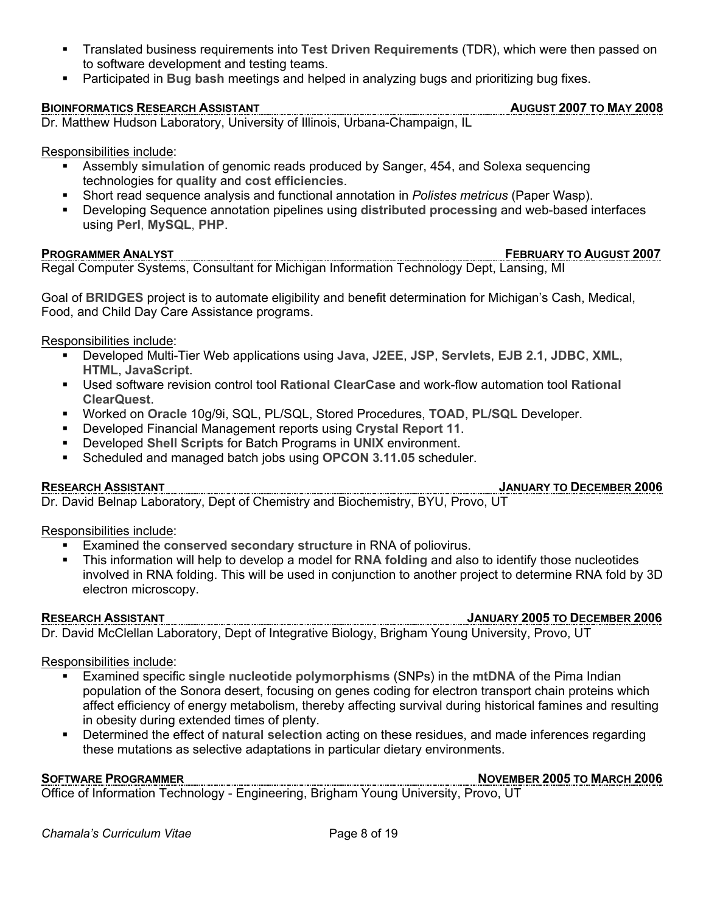- Translated business requirements into **Test Driven Requirements** (TDR), which were then passed on to software development and testing teams.
- Participated in **Bug bash** meetings and helped in analyzing bugs and prioritizing bug fixes.

**BIOINFORMATICS RESEARCH ASSISTANT** **AUGUST 2007 TO MAY 2008**

Dr. Matthew Hudson Laboratory, University of Illinois, Urbana-Champaign, IL

Responsibilities include:

- Assembly **simulation** of genomic reads produced by Sanger, 454, and Solexa sequencing technologies for **quality** and **cost efficiencies**.
- Short read sequence analysis and functional annotation in *Polistes metricus* (Paper Wasp).
- Developing Sequence annotation pipelines using **distributed processing** and web-based interfaces using **Perl**, **MySQL**, **PHP**.

**PROGRAMMER ANALYST** **FEBRUARY TO AUGUST 2007**

Regal Computer Systems, Consultant for Michigan Information Technology Dept, Lansing, MI

Goal of **BRIDGES** project is to automate eligibility and benefit determination for Michigan's Cash, Medical, Food, and Child Day Care Assistance programs.

Responsibilities include:

- Developed Multi-Tier Web applications using **Java**, **J2EE**, **JSP**, **Servlets**, **EJB 2.1**, **JDBC**, **XML**, **HTML**, **JavaScript**.
- Used software revision control tool **Rational ClearCase** and work-flow automation tool **Rational ClearQuest**.
- Worked on **Oracle** 10g/9i, SQL, PL/SQL, Stored Procedures, **TOAD**, **PL/SQL** Developer.
- Developed Financial Management reports using **Crystal Report 11**.
- Developed **Shell Scripts** for Batch Programs in **UNIX** environment.
- Scheduled and managed batch jobs using **OPCON 3.11.05** scheduler.

**RESEARCH ASSISTANT** **JANUARY TO DECEMBER 2006**

Dr. David Belnap Laboratory, Dept of Chemistry and Biochemistry, BYU, Provo, UT

Responsibilities include:

- Examined the **conserved secondary structure** in RNA of poliovirus.
- This information will help to develop a model for **RNA folding** and also to identify those nucleotides involved in RNA folding. This will be used in conjunction to another project to determine RNA fold by 3D electron microscopy.

**RESEARCH ASSISTANT** **JANUARY 2005 TO DECEMBER 2006**

Dr. David McClellan Laboratory, Dept of Integrative Biology, Brigham Young University, Provo, UT

Responsibilities include:

- Examined specific **single nucleotide polymorphisms** (SNPs) in the **mtDNA** of the Pima Indian population of the Sonora desert, focusing on genes coding for electron transport chain proteins which affect efficiency of energy metabolism, thereby affecting survival during historical famines and resulting in obesity during extended times of plenty.
- Determined the effect of **natural selection** acting on these residues, and made inferences regarding these mutations as selective adaptations in particular dietary environments.

**SOFTWARE PROGRAMMER** **NOVEMBER 2005 TO MARCH 2006**

Office of Information Technology - Engineering, Brigham Young University, Provo, UT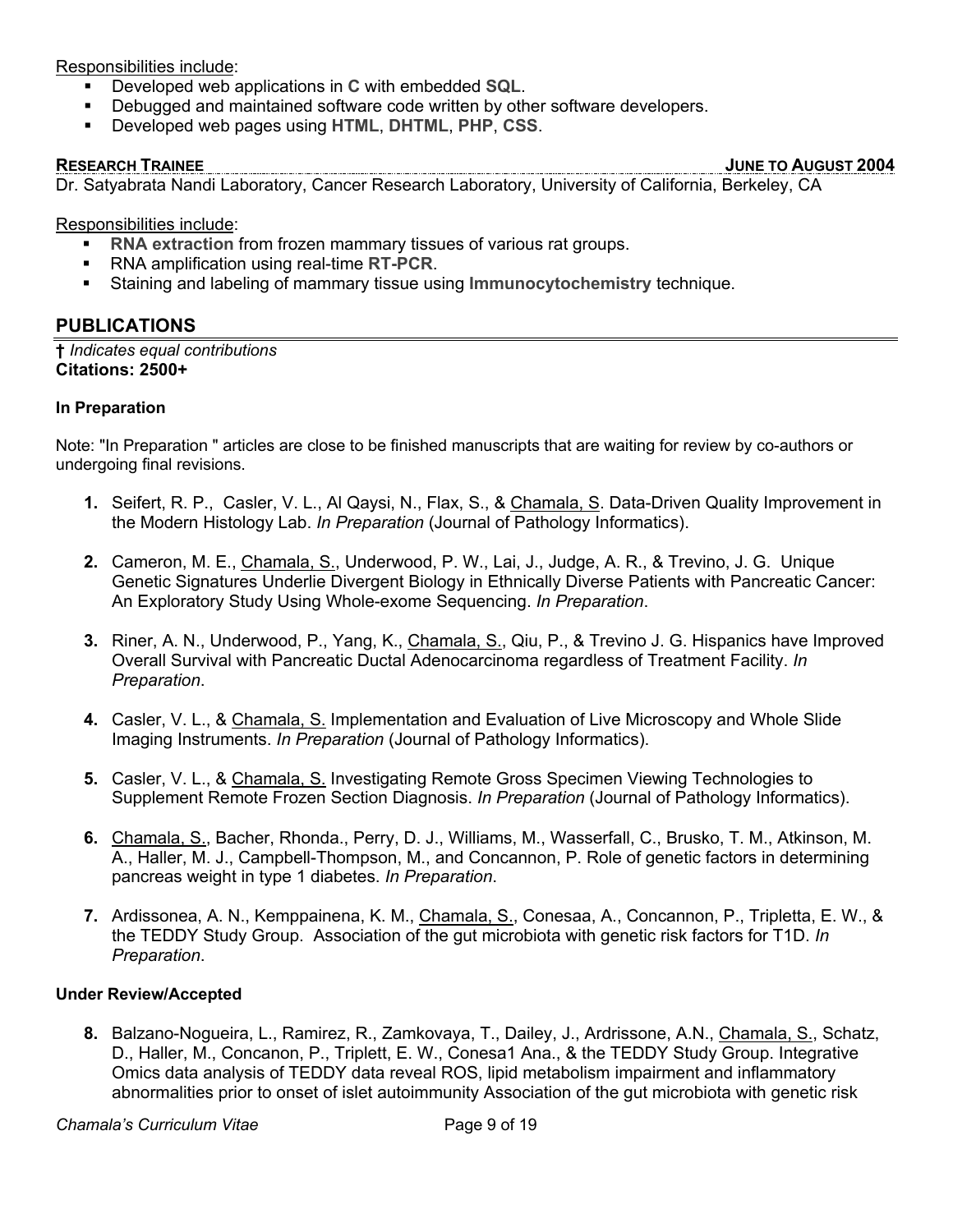Responsibilities include:

- Developed web applications in **C** with embedded **SQL**.
- Debugged and maintained software code written by other software developers.
- Developed web pages using **HTML**, **DHTML**, **PHP**, **CSS**.

**RESEARCH TRAINEE** **JUNE TO AUGUST 2004**

Dr. Satyabrata Nandi Laboratory, Cancer Research Laboratory, University of California, Berkeley, CA

Responsibilities include:

- **RNA extraction** from frozen mammary tissues of various rat groups.
- RNA amplification using real-time **RT-PCR**.
- Staining and labeling of mammary tissue using **Immunocytochemistry** technique.

## PUBLICATIONS

**†** *Indicates equal contributions*
**Citations: 2500+**

**In Preparation**

Note: "In Preparation " articles are close to be finished manuscripts that are waiting for review by co-authors or undergoing final revisions.

1. Seifert, R. P., Casler, V. L., Al Qaysi, N., Flax, S., & Chamala, S. Data-Driven Quality Improvement in the Modern Histology Lab. *In Preparation* (Journal of Pathology Informatics).
2. Cameron, M. E., Chamala, S., Underwood, P. W., Lai, J., Judge, A. R., & Trevino, J. G. Unique Genetic Signatures Underlie Divergent Biology in Ethnically Diverse Patients with Pancreatic Cancer: An Exploratory Study Using Whole-exome Sequencing. *In Preparation*.
3. Riner, A. N., Underwood, P., Yang, K., Chamala, S., Qiu, P., & Trevino J. G. Hispanics have Improved Overall Survival with Pancreatic Ductal Adenocarcinoma regardless of Treatment Facility. *In Preparation*.
4. Casler, V. L., & Chamala, S. Implementation and Evaluation of Live Microscopy and Whole Slide Imaging Instruments. *In Preparation* (Journal of Pathology Informatics).
5. Casler, V. L., & Chamala, S. Investigating Remote Gross Specimen Viewing Technologies to Supplement Remote Frozen Section Diagnosis. *In Preparation* (Journal of Pathology Informatics).
6. Chamala, S., Bacher, Rhonda., Perry, D. J., Williams, M., Wasserfall, C., Brusko, T. M., Atkinson, M. A., Haller, M. J., Campbell-Thompson, M., and Concannon, P. Role of genetic factors in determining pancreas weight in type 1 diabetes. *In Preparation*.
7. Ardissonea, A. N., Kemppainena, K. M., Chamala, S., Conesaa, A., Concannon, P., Tripletta, E. W., & the TEDDY Study Group. Association of the gut microbiota with genetic risk factors for T1D. *In Preparation*.

**Under Review/Accepted**

8. Balzano-Nogueira, L., Ramirez, R., Zamkovaya, T., Dailey, J., Ardrissone, A.N., Chamala, S., Schatz, D., Haller, M., Concanon, P., Triplett, E. W., Conesa1 Ana., & the TEDDY Study Group. Integrative Omics data analysis of TEDDY data reveal ROS, lipid metabolism impairment and inflammatory abnormalities prior to onset of islet autoimmunity Association of the gut microbiota with genetic risk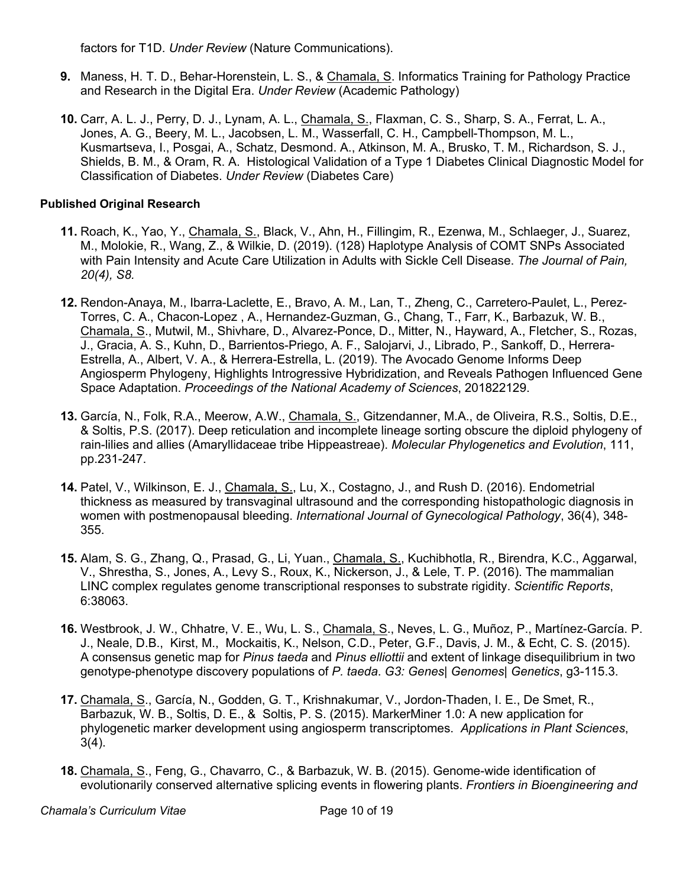factors for T1D. *Under Review* (Nature Communications).

9. Maness, H. T. D., Behar-Horenstein, L. S., & Chamala, S. Informatics Training for Pathology Practice and Research in the Digital Era. *Under Review* (Academic Pathology)

10. Carr, A. L. J., Perry, D. J., Lynam, A. L., Chamala, S., Flaxman, C. S., Sharp, S. A., Ferrat, L. A., Jones, A. G., Beery, M. L., Jacobsen, L. M., Wasserfall, C. H., Campbell-Thompson, M. L., Kusmartseva, I., Posgai, A., Schatz, Desmond. A., Atkinson, M. A., Brusko, T. M., Richardson, S. J., Shields, B. M., & Oram, R. A. Histological Validation of a Type 1 Diabetes Clinical Diagnostic Model for Classification of Diabetes. *Under Review* (Diabetes Care)

**Published Original Research**

11. Roach, K., Yao, Y., Chamala, S., Black, V., Ahn, H., Fillingim, R., Ezenwa, M., Schlaeger, J., Suarez, M., Molokie, R., Wang, Z., & Wilkie, D. (2019). (128) Haplotype Analysis of COMT SNPs Associated with Pain Intensity and Acute Care Utilization in Adults with Sickle Cell Disease. *The Journal of Pain, 20(4), S8.*

12. Rendon-Anaya, M., Ibarra-Laclette, E., Bravo, A. M., Lan, T., Zheng, C., Carretero-Paulet, L., Perez-Torres, C. A., Chacon-Lopez , A., Hernandez-Guzman, G., Chang, T., Farr, K., Barbazuk, W. B., Chamala, S., Mutwil, M., Shivhare, D., Alvarez-Ponce, D., Mitter, N., Hayward, A., Fletcher, S., Rozas, J., Gracia, A. S., Kuhn, D., Barrientos-Priego, A. F., Salojarvi, J., Librado, P., Sankoff, D., Herrera-Estrella, A., Albert, V. A., & Herrera-Estrella, L. (2019). The Avocado Genome Informs Deep Angiosperm Phylogeny, Highlights Introgressive Hybridization, and Reveals Pathogen Influenced Gene Space Adaptation. *Proceedings of the National Academy of Sciences*, 201822129.

13. García, N., Folk, R.A., Meerow, A.W., Chamala, S., Gitzendanner, M.A., de Oliveira, R.S., Soltis, D.E., & Soltis, P.S. (2017). Deep reticulation and incomplete lineage sorting obscure the diploid phylogeny of rain-lilies and allies (Amaryllidaceae tribe Hippeastreae). *Molecular Phylogenetics and Evolution*, 111, pp.231-247.

14. Patel, V., Wilkinson, E. J., Chamala, S., Lu, X., Costagno, J., and Rush D. (2016). Endometrial thickness as measured by transvaginal ultrasound and the corresponding histopathologic diagnosis in women with postmenopausal bleeding. *International Journal of Gynecological Pathology*, 36(4), 348-355.

15. Alam, S. G., Zhang, Q., Prasad, G., Li, Yuan., Chamala, S., Kuchibhotla, R., Birendra, K.C., Aggarwal, V., Shrestha, S., Jones, A., Levy S., Roux, K., Nickerson, J., & Lele, T. P. (2016). The mammalian LINC complex regulates genome transcriptional responses to substrate rigidity. *Scientific Reports*, 6:38063.

16. Westbrook, J. W., Chhatre, V. E., Wu, L. S., Chamala, S., Neves, L. G., Muñoz, P., Martínez-García. P. J., Neale, D.B., Kirst, M., Mockaitis, K., Nelson, C.D., Peter, G.F., Davis, J. M., & Echt, C. S. (2015). A consensus genetic map for *Pinus taeda* and *Pinus elliottii* and extent of linkage disequilibrium in two genotype-phenotype discovery populations of *P. taeda*. *G3: Genes| Genomes| Genetics*, g3-115.3.

17. Chamala, S., García, N., Godden, G. T., Krishnakumar, V., Jordon-Thaden, I. E., De Smet, R., Barbazuk, W. B., Soltis, D. E., & Soltis, P. S. (2015). MarkerMiner 1.0: A new application for phylogenetic marker development using angiosperm transcriptomes. *Applications in Plant Sciences*, 3(4).

18. Chamala, S., Feng, G., Chavarro, C., & Barbazuk, W. B. (2015). Genome-wide identification of evolutionarily conserved alternative splicing events in flowering plants. *Frontiers in Bioengineering and*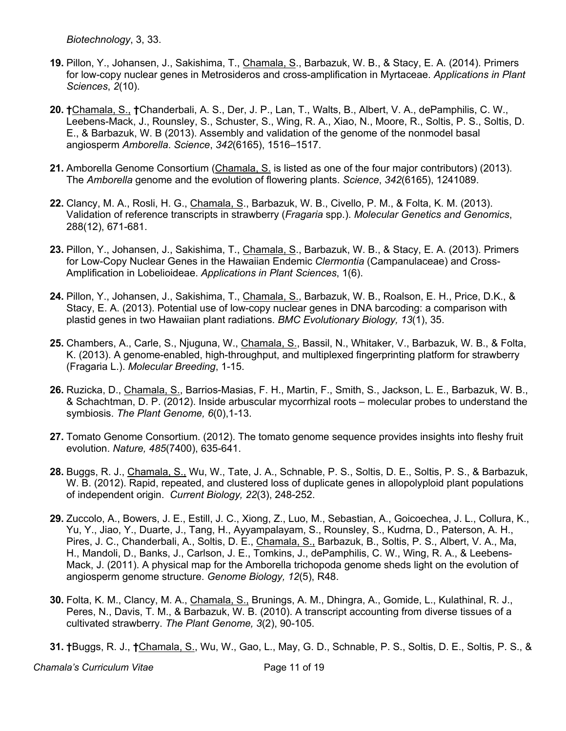*Biotechnology*, 3, 33.

**19.** Pillon, Y., Johansen, J., Sakishima, T., <u>Chamala, S</u>., Barbazuk, W. B., & Stacy, E. A. (2014). Primers for low-copy nuclear genes in Metrosideros and cross-amplification in Myrtaceae. *Applications in Plant Sciences*, *2*(10).

**20.** **†**<u>Chamala, S.,</u> **†**Chanderbali, A. S., Der, J. P., Lan, T., Walts, B., Albert, V. A., dePamphilis, C. W., Leebens-Mack, J., Rounsley, S., Schuster, S., Wing, R. A., Xiao, N., Moore, R., Soltis, P. S., Soltis, D. E., & Barbazuk, W. B (2013). Assembly and validation of the genome of the nonmodel basal angiosperm *Amborella*. *Science*, *342*(6165), 1516–1517.

**21.** Amborella Genome Consortium (<u>Chamala, S.</u> is listed as one of the four major contributors) (2013). The *Amborella* genome and the evolution of flowering plants. *Science*, *342*(6165), 1241089.

**22.** Clancy, M. A., Rosli, H. G., <u>Chamala, S</u>., Barbazuk, W. B., Civello, P. M., & Folta, K. M. (2013). Validation of reference transcripts in strawberry (*Fragaria* spp.). *Molecular Genetics and Genomics*, 288(12), 671-681.

**23.** Pillon, Y., Johansen, J., Sakishima, T., <u>Chamala, S</u>., Barbazuk, W. B., & Stacy, E. A. (2013). Primers for Low-Copy Nuclear Genes in the Hawaiian Endemic *Clermontia* (Campanulaceae) and Cross-Amplification in Lobelioideae. *Applications in Plant Sciences*, 1(6).

**24.** Pillon, Y., Johansen, J., Sakishima, T., <u>Chamala, S</u>., Barbazuk, W. B., Roalson, E. H., Price, D.K., & Stacy, E. A. (2013). Potential use of low-copy nuclear genes in DNA barcoding: a comparison with plastid genes in two Hawaiian plant radiations. *BMC Evolutionary Biology, 13*(1), 35.

**25.** Chambers, A., Carle, S., Njuguna, W., <u>Chamala, S</u>., Bassil, N., Whitaker, V., Barbazuk, W. B., & Folta, K. (2013). A genome-enabled, high-throughput, and multiplexed fingerprinting platform for strawberry (Fragaria L.). *Molecular Breeding*, 1-15.

**26.** Ruzicka, D., <u>Chamala, S</u>., Barrios-Masias, F. H., Martin, F., Smith, S., Jackson, L. E., Barbazuk, W. B., & Schachtman, D. P. (2012). Inside arbuscular mycorrhizal roots – molecular probes to understand the symbiosis. *The Plant Genome, 6*(0),1-13.

**27.** Tomato Genome Consortium. (2012). The tomato genome sequence provides insights into fleshy fruit evolution. *Nature, 485*(7400), 635-641.

**28.** Buggs, R. J., <u>Chamala, S.,</u> Wu, W., Tate, J. A., Schnable, P. S., Soltis, D. E., Soltis, P. S., & Barbazuk, W. B. (2012). Rapid, repeated, and clustered loss of duplicate genes in allopolyploid plant populations of independent origin. *Current Biology, 22*(3), 248-252.

**29.** Zuccolo, A., Bowers, J. E., Estill, J. C., Xiong, Z., Luo, M., Sebastian, A., Goicoechea, J. L., Collura, K., Yu, Y., Jiao, Y., Duarte, J., Tang, H., Ayyampalayam, S., Rounsley, S., Kudrna, D., Paterson, A. H., Pires, J. C., Chanderbali, A., Soltis, D. E., <u>Chamala, S.,</u> Barbazuk, B., Soltis, P. S., Albert, V. A., Ma, H., Mandoli, D., Banks, J., Carlson, J. E., Tomkins, J., dePamphilis, C. W., Wing, R. A., & Leebens-Mack, J. (2011). A physical map for the Amborella trichopoda genome sheds light on the evolution of angiosperm genome structure. *Genome Biology, 12*(5), R48.

**30.** Folta, K. M., Clancy, M. A., <u>Chamala, S.,</u> Brunings, A. M., Dhingra, A., Gomide, L., Kulathinal, R. J., Peres, N., Davis, T. M., & Barbazuk, W. B. (2010). A transcript accounting from diverse tissues of a cultivated strawberry. *The Plant Genome, 3*(2), 90-105.

**31.** **†**Buggs, R. J., **†**<u>Chamala, S.</u>, Wu, W., Gao, L., May, G. D., Schnable, P. S., Soltis, D. E., Soltis, P. S., &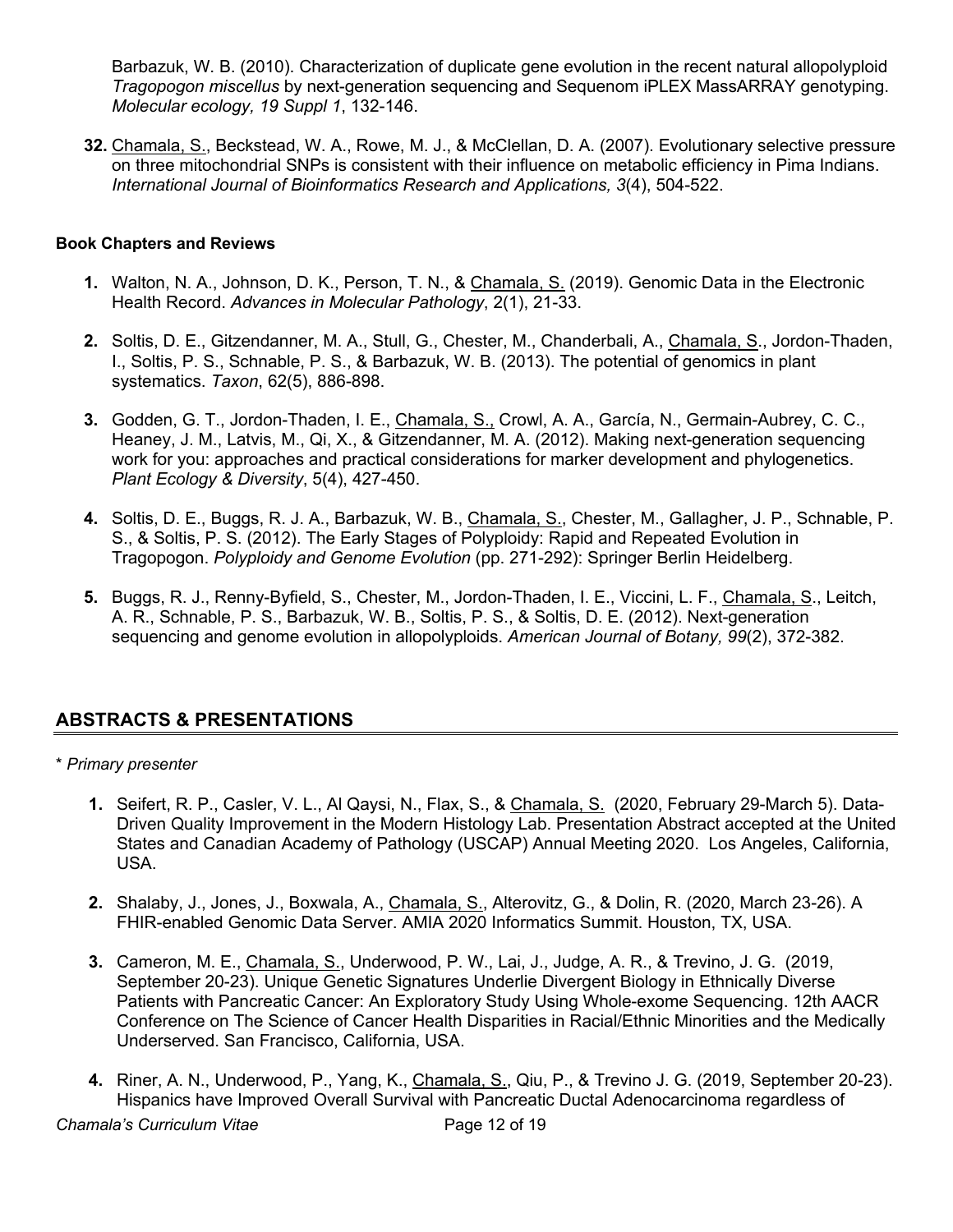Barbazuk, W. B. (2010). Characterization of duplicate gene evolution in the recent natural allopolyploid *Tragopogon miscellus* by next-generation sequencing and Sequenom iPLEX MassARRAY genotyping. *Molecular ecology, 19 Suppl 1*, 132-146.

**32.** <u>Chamala, S.</u>, Beckstead, W. A., Rowe, M. J., & McClellan, D. A. (2007). Evolutionary selective pressure on three mitochondrial SNPs is consistent with their influence on metabolic efficiency in Pima Indians. *International Journal of Bioinformatics Research and Applications, 3*(4), 504-522.

#### Book Chapters and Reviews

1. Walton, N. A., Johnson, D. K., Person, T. N., & <u>Chamala, S.</u> (2019). Genomic Data in the Electronic Health Record. *Advances in Molecular Pathology*, 2(1), 21-33.
2. Soltis, D. E., Gitzendanner, M. A., Stull, G., Chester, M., Chanderbali, A., <u>Chamala, S</u>., Jordon-Thaden, I., Soltis, P. S., Schnable, P. S., & Barbazuk, W. B. (2013). The potential of genomics in plant systematics. *Taxon*, 62(5), 886-898.
3. Godden, G. T., Jordon-Thaden, I. E., <u>Chamala, S.,</u> Crowl, A. A., García, N., Germain-Aubrey, C. C., Heaney, J. M., Latvis, M., Qi, X., & Gitzendanner, M. A. (2012). Making next-generation sequencing work for you: approaches and practical considerations for marker development and phylogenetics. *Plant Ecology & Diversity*, 5(4), 427-450.
4. Soltis, D. E., Buggs, R. J. A., Barbazuk, W. B., <u>Chamala, S.</u>, Chester, M., Gallagher, J. P., Schnable, P. S., & Soltis, P. S. (2012). The Early Stages of Polyploidy: Rapid and Repeated Evolution in Tragopogon. *Polyploidy and Genome Evolution* (pp. 271-292): Springer Berlin Heidelberg.
5. Buggs, R. J., Renny-Byfield, S., Chester, M., Jordon-Thaden, I. E., Viccini, L. F., <u>Chamala, S</u>., Leitch, A. R., Schnable, P. S., Barbazuk, W. B., Soltis, P. S., & Soltis, D. E. (2012). Next-generation sequencing and genome evolution in allopolyploids. *American Journal of Botany, 99*(2), 372-382.

## ABSTRACTS & PRESENTATIONS

\* *Primary presenter*

1. Seifert, R. P., Casler, V. L., Al Qaysi, N., Flax, S., & <u>Chamala, S.</u> (2020, February 29-March 5). Data-Driven Quality Improvement in the Modern Histology Lab. Presentation Abstract accepted at the United States and Canadian Academy of Pathology (USCAP) Annual Meeting 2020. Los Angeles, California, USA.
2. Shalaby, J., Jones, J., Boxwala, A., <u>Chamala, S.</u>, Alterovitz, G., & Dolin, R. (2020, March 23-26). A FHIR-enabled Genomic Data Server. AMIA 2020 Informatics Summit. Houston, TX, USA.
3. Cameron, M. E., <u>Chamala, S.</u>, Underwood, P. W., Lai, J., Judge, A. R., & Trevino, J. G. (2019, September 20-23). Unique Genetic Signatures Underlie Divergent Biology in Ethnically Diverse Patients with Pancreatic Cancer: An Exploratory Study Using Whole-exome Sequencing. 12th AACR Conference on The Science of Cancer Health Disparities in Racial/Ethnic Minorities and the Medically Underserved. San Francisco, California, USA.
4. Riner, A. N., Underwood, P., Yang, K., <u>Chamala, S.</u>, Qiu, P., & Trevino J. G. (2019, September 20-23). Hispanics have Improved Overall Survival with Pancreatic Ductal Adenocarcinoma regardless of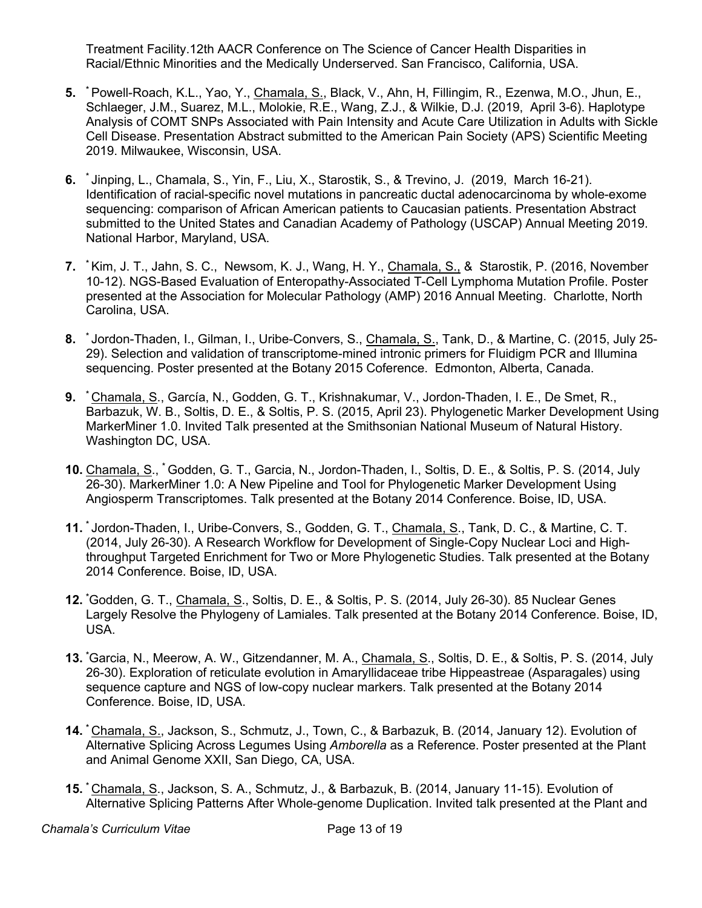Treatment Facility.12th AACR Conference on The Science of Cancer Health Disparities in Racial/Ethnic Minorities and the Medically Underserved. San Francisco, California, USA.

5. * Powell-Roach, K.L., Yao, Y., Chamala, S., Black, V., Ahn, H, Fillingim, R., Ezenwa, M.O., Jhun, E., Schlaeger, J.M., Suarez, M.L., Molokie, R.E., Wang, Z.J., & Wilkie, D.J. (2019, April 3-6). Haplotype Analysis of COMT SNPs Associated with Pain Intensity and Acute Care Utilization in Adults with Sickle Cell Disease. Presentation Abstract submitted to the American Pain Society (APS) Scientific Meeting 2019. Milwaukee, Wisconsin, USA.

6. * Jinping, L., Chamala, S., Yin, F., Liu, X., Starostik, S., & Trevino, J. (2019, March 16-21). Identification of racial-specific novel mutations in pancreatic ductal adenocarcinoma by whole-exome sequencing: comparison of African American patients to Caucasian patients. Presentation Abstract submitted to the United States and Canadian Academy of Pathology (USCAP) Annual Meeting 2019. National Harbor, Maryland, USA.

7. * Kim, J. T., Jahn, S. C., Newsom, K. J., Wang, H. Y., Chamala, S., & Starostik, P. (2016, November 10-12). NGS-Based Evaluation of Enteropathy-Associated T-Cell Lymphoma Mutation Profile. Poster presented at the Association for Molecular Pathology (AMP) 2016 Annual Meeting. Charlotte, North Carolina, USA.

8. * Jordon-Thaden, I., Gilman, I., Uribe-Convers, S., Chamala, S., Tank, D., & Martine, C. (2015, July 25-29). Selection and validation of transcriptome-mined intronic primers for Fluidigm PCR and Illumina sequencing. Poster presented at the Botany 2015 Coference. Edmonton, Alberta, Canada.

9. * Chamala, S., García, N., Godden, G. T., Krishnakumar, V., Jordon-Thaden, I. E., De Smet, R., Barbazuk, W. B., Soltis, D. E., & Soltis, P. S. (2015, April 23). Phylogenetic Marker Development Using MarkerMiner 1.0. Invited Talk presented at the Smithsonian National Museum of Natural History. Washington DC, USA.

10. Chamala, S., * Godden, G. T., Garcia, N., Jordon-Thaden, I., Soltis, D. E., & Soltis, P. S. (2014, July 26-30). MarkerMiner 1.0: A New Pipeline and Tool for Phylogenetic Marker Development Using Angiosperm Transcriptomes. Talk presented at the Botany 2014 Conference. Boise, ID, USA.

11. * Jordon-Thaden, I., Uribe-Convers, S., Godden, G. T., Chamala, S., Tank, D. C., & Martine, C. T. (2014, July 26-30). A Research Workflow for Development of Single-Copy Nuclear Loci and High-throughput Targeted Enrichment for Two or More Phylogenetic Studies. Talk presented at the Botany 2014 Conference. Boise, ID, USA.

12. *Godden, G. T., Chamala, S., Soltis, D. E., & Soltis, P. S. (2014, July 26-30). 85 Nuclear Genes Largely Resolve the Phylogeny of Lamiales. Talk presented at the Botany 2014 Conference. Boise, ID, USA.

13. *Garcia, N., Meerow, A. W., Gitzendanner, M. A., Chamala, S., Soltis, D. E., & Soltis, P. S. (2014, July 26-30). Exploration of reticulate evolution in Amaryllidaceae tribe Hippeastreae (Asparagales) using sequence capture and NGS of low-copy nuclear markers. Talk presented at the Botany 2014 Conference. Boise, ID, USA.

14. * Chamala, S., Jackson, S., Schmutz, J., Town, C., & Barbazuk, B. (2014, January 12). Evolution of Alternative Splicing Across Legumes Using *Amborella* as a Reference. Poster presented at the Plant and Animal Genome XXII, San Diego, CA, USA.

15. * Chamala, S., Jackson, S. A., Schmutz, J., & Barbazuk, B. (2014, January 11-15). Evolution of Alternative Splicing Patterns After Whole-genome Duplication. Invited talk presented at the Plant and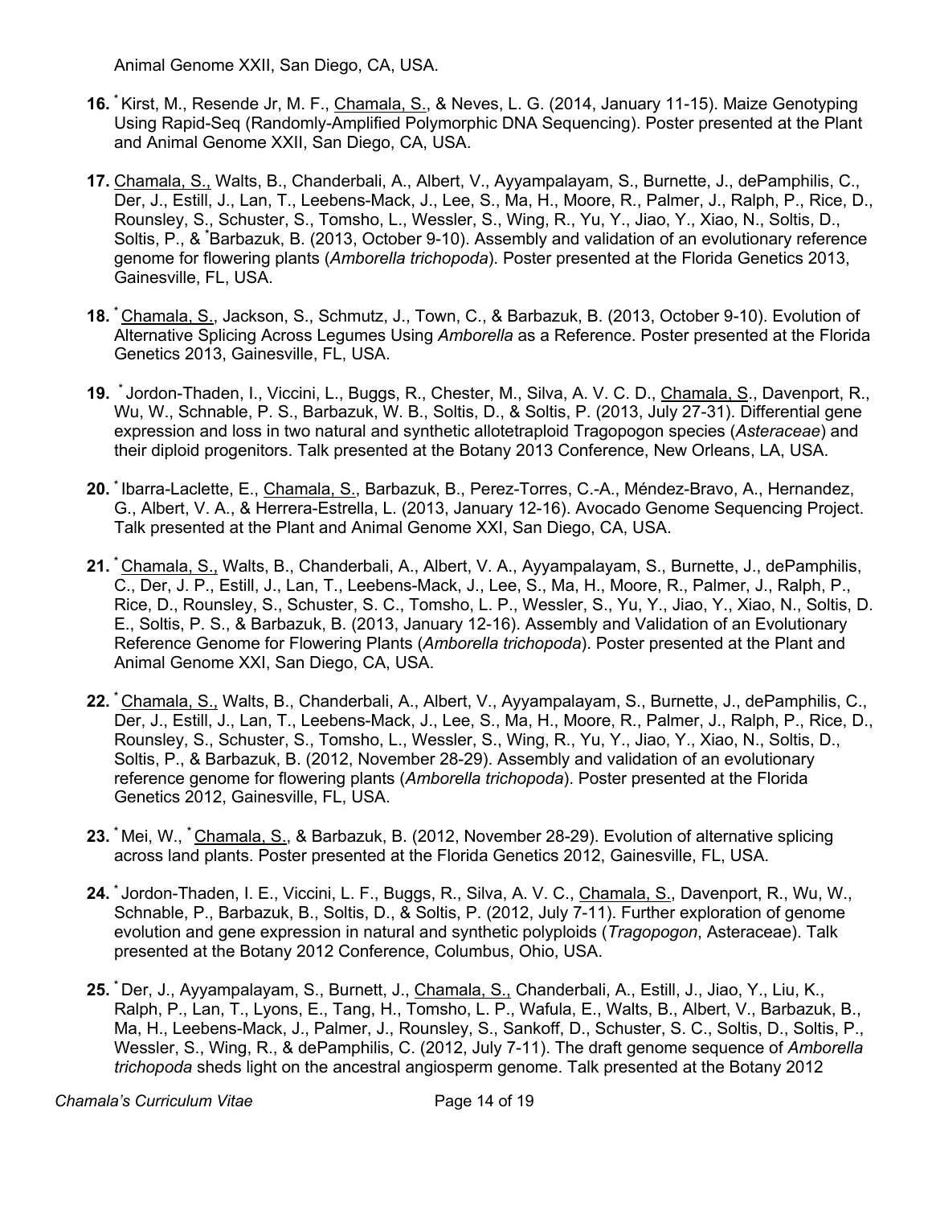Animal Genome XXII, San Diego, CA, USA.

16. [*]Kirst, M., Resende Jr, M. F., <u>Chamala, S.</u>, & Neves, L. G. (2014, January 11-15). Maize Genotyping Using Rapid-Seq (Randomly-Amplified Polymorphic DNA Sequencing). Poster presented at the Plant and Animal Genome XXII, San Diego, CA, USA.

17. <u>Chamala, S.,</u> Walts, B., Chanderbali, A., Albert, V., Ayyampalayam, S., Burnette, J., dePamphilis, C., Der, J., Estill, J., Lan, T., Leebens-Mack, J., Lee, S., Ma, H., Moore, R., Palmer, J., Ralph, P., Rice, D., Rounsley, S., Schuster, S., Tomsho, L., Wessler, S., Wing, R., Yu, Y., Jiao, Y., Xiao, N., Soltis, D., Soltis, P., & [*]Barbazuk, B. (2013, October 9-10). Assembly and validation of an evolutionary reference genome for flowering plants (*Amborella trichopoda*). Poster presented at the Florida Genetics 2013, Gainesville, FL, USA.

18. [*]<u>Chamala, S.</u>, Jackson, S., Schmutz, J., Town, C., & Barbazuk, B. (2013, October 9-10). Evolution of Alternative Splicing Across Legumes Using *Amborella* as a Reference. Poster presented at the Florida Genetics 2013, Gainesville, FL, USA.

19. [*]Jordon-Thaden, I., Viccini, L., Buggs, R., Chester, M., Silva, A. V. C. D., <u>Chamala, S</u>., Davenport, R., Wu, W., Schnable, P. S., Barbazuk, W. B., Soltis, D., & Soltis, P. (2013, July 27-31). Differential gene expression and loss in two natural and synthetic allotetraploid Tragopogon species (*Asteraceae*) and their diploid progenitors. Talk presented at the Botany 2013 Conference, New Orleans, LA, USA.

20. [*]Ibarra-Laclette, E., <u>Chamala, S.</u>, Barbazuk, B., Perez-Torres, C.-A., Méndez-Bravo, A., Hernandez, G., Albert, V. A., & Herrera-Estrella, L. (2013, January 12-16). Avocado Genome Sequencing Project. Talk presented at the Plant and Animal Genome XXI, San Diego, CA, USA.

21. [*]<u>Chamala, S.,</u> Walts, B., Chanderbali, A., Albert, V. A., Ayyampalayam, S., Burnette, J., dePamphilis, C., Der, J. P., Estill, J., Lan, T., Leebens-Mack, J., Lee, S., Ma, H., Moore, R., Palmer, J., Ralph, P., Rice, D., Rounsley, S., Schuster, S. C., Tomsho, L. P., Wessler, S., Yu, Y., Jiao, Y., Xiao, N., Soltis, D. E., Soltis, P. S., & Barbazuk, B. (2013, January 12-16). Assembly and Validation of an Evolutionary Reference Genome for Flowering Plants (*Amborella trichopoda*). Poster presented at the Plant and Animal Genome XXI, San Diego, CA, USA.

22. [*]<u>Chamala, S.,</u> Walts, B., Chanderbali, A., Albert, V., Ayyampalayam, S., Burnette, J., dePamphilis, C., Der, J., Estill, J., Lan, T., Leebens-Mack, J., Lee, S., Ma, H., Moore, R., Palmer, J., Ralph, P., Rice, D., Rounsley, S., Schuster, S., Tomsho, L., Wessler, S., Wing, R., Yu, Y., Jiao, Y., Xiao, N., Soltis, D., Soltis, P., & Barbazuk, B. (2012, November 28-29). Assembly and validation of an evolutionary reference genome for flowering plants (*Amborella trichopoda*). Poster presented at the Florida Genetics 2012, Gainesville, FL, USA.

23. [*]Mei, W., [*]<u>Chamala, S.</u>, & Barbazuk, B. (2012, November 28-29). Evolution of alternative splicing across land plants. Poster presented at the Florida Genetics 2012, Gainesville, FL, USA.

24. [*]Jordon-Thaden, I. E., Viccini, L. F., Buggs, R., Silva, A. V. C., <u>Chamala, S.</u>, Davenport, R., Wu, W., Schnable, P., Barbazuk, B., Soltis, D., & Soltis, P. (2012, July 7-11). Further exploration of genome evolution and gene expression in natural and synthetic polyploids (*Tragopogon*, Asteraceae). Talk presented at the Botany 2012 Conference, Columbus, Ohio, USA.

25. [*]Der, J., Ayyampalayam, S., Burnett, J., <u>Chamala, S.,</u> Chanderbali, A., Estill, J., Jiao, Y., Liu, K., Ralph, P., Lan, T., Lyons, E., Tang, H., Tomsho, L. P., Wafula, E., Walts, B., Albert, V., Barbazuk, B., Ma, H., Leebens-Mack, J., Palmer, J., Rounsley, S., Sankoff, D., Schuster, S. C., Soltis, D., Soltis, P., Wessler, S., Wing, R., & dePamphilis, C. (2012, July 7-11). The draft genome sequence of *Amborella trichopoda* sheds light on the ancestral angiosperm genome. Talk presented at the Botany 2012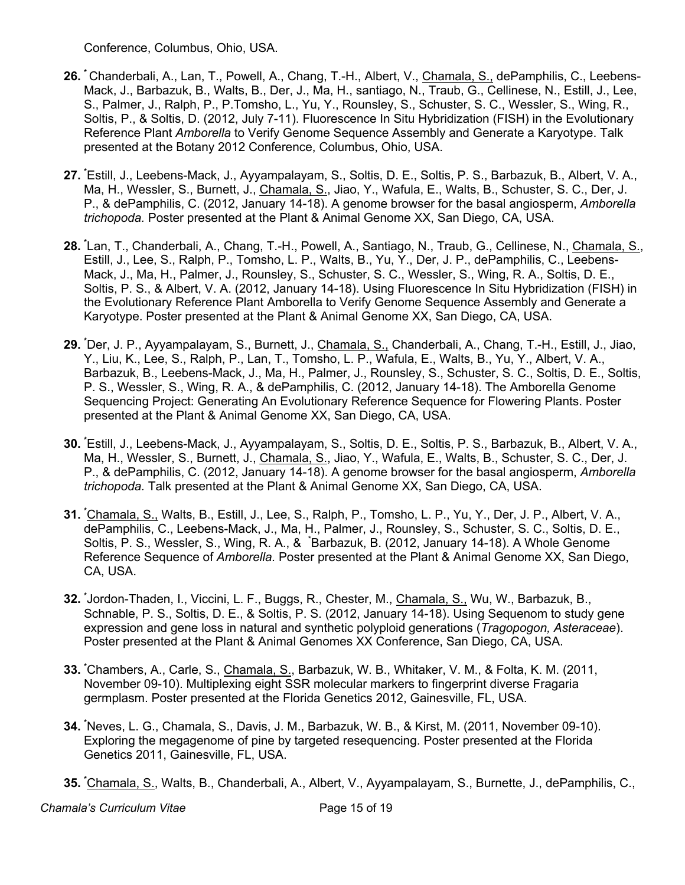Conference, Columbus, Ohio, USA.

**26.** *Chanderbali, A., Lan, T., Powell, A., Chang, T.-H., Albert, V., <u>Chamala, S.,</u> dePamphilis, C., Leebens-Mack, J., Barbazuk, B., Walts, B., Der, J., Ma, H., santiago, N., Traub, G., Cellinese, N., Estill, J., Lee, S., Palmer, J., Ralph, P., P.Tomsho, L., Yu, Y., Rounsley, S., Schuster, S. C., Wessler, S., Wing, R., Soltis, P., & Soltis, D. (2012, July 7-11). Fluorescence In Situ Hybridization (FISH) in the Evolutionary Reference Plant *Amborella* to Verify Genome Sequence Assembly and Generate a Karyotype. Talk presented at the Botany 2012 Conference, Columbus, Ohio, USA.

**27.** *Estill, J., Leebens-Mack, J., Ayyampalayam, S., Soltis, D. E., Soltis, P. S., Barbazuk, B., Albert, V. A., Ma, H., Wessler, S., Burnett, J., <u>Chamala, S.</u>, Jiao, Y., Wafula, E., Walts, B., Schuster, S. C., Der, J. P., & dePamphilis, C. (2012, January 14-18). A genome browser for the basal angiosperm, *Amborella trichopoda.* Poster presented at the Plant & Animal Genome XX, San Diego, CA, USA.

**28.** *Lan, T., Chanderbali, A., Chang, T.-H., Powell, A., Santiago, N., Traub, G., Cellinese, N., <u>Chamala, S.</u>, Estill, J., Lee, S., Ralph, P., Tomsho, L. P., Walts, B., Yu, Y., Der, J. P., dePamphilis, C., Leebens-Mack, J., Ma, H., Palmer, J., Rounsley, S., Schuster, S. C., Wessler, S., Wing, R. A., Soltis, D. E., Soltis, P. S., & Albert, V. A. (2012, January 14-18). Using Fluorescence In Situ Hybridization (FISH) in the Evolutionary Reference Plant Amborella to Verify Genome Sequence Assembly and Generate a Karyotype. Poster presented at the Plant & Animal Genome XX, San Diego, CA, USA.

**29.** *Der, J. P., Ayyampalayam, S., Burnett, J., <u>Chamala, S.,</u> Chanderbali, A., Chang, T.-H., Estill, J., Jiao, Y., Liu, K., Lee, S., Ralph, P., Lan, T., Tomsho, L. P., Wafula, E., Walts, B., Yu, Y., Albert, V. A., Barbazuk, B., Leebens-Mack, J., Ma, H., Palmer, J., Rounsley, S., Schuster, S. C., Soltis, D. E., Soltis, P. S., Wessler, S., Wing, R. A., & dePamphilis, C. (2012, January 14-18). The Amborella Genome Sequencing Project: Generating An Evolutionary Reference Sequence for Flowering Plants. Poster presented at the Plant & Animal Genome XX, San Diego, CA, USA.

**30.** *Estill, J., Leebens-Mack, J., Ayyampalayam, S., Soltis, D. E., Soltis, P. S., Barbazuk, B., Albert, V. A., Ma, H., Wessler, S., Burnett, J., <u>Chamala, S.</u>, Jiao, Y., Wafula, E., Walts, B., Schuster, S. C., Der, J. P., & dePamphilis, C. (2012, January 14-18). A genome browser for the basal angiosperm, *Amborella trichopoda.* Talk presented at the Plant & Animal Genome XX, San Diego, CA, USA.

**31.** *<u>Chamala, S.,</u> Walts, B., Estill, J., Lee, S., Ralph, P., Tomsho, L. P., Yu, Y., Der, J. P., Albert, V. A., dePamphilis, C., Leebens-Mack, J., Ma, H., Palmer, J., Rounsley, S., Schuster, S. C., Soltis, D. E., Soltis, P. S., Wessler, S., Wing, R. A., & *Barbazuk, B. (2012, January 14-18). A Whole Genome Reference Sequence of *Amborella.* Poster presented at the Plant & Animal Genome XX, San Diego, CA, USA.

**32.** *Jordon-Thaden, I., Viccini, L. F., Buggs, R., Chester, M., <u>Chamala, S.,</u> Wu, W., Barbazuk, B., Schnable, P. S., Soltis, D. E., & Soltis, P. S. (2012, January 14-18). Using Sequenom to study gene expression and gene loss in natural and synthetic polyploid generations (*Tragopogon, Asteraceae*). Poster presented at the Plant & Animal Genomes XX Conference, San Diego, CA, USA.

**33.** *Chambers, A., Carle, S., <u>Chamala, S.</u>, Barbazuk, W. B., Whitaker, V. M., & Folta, K. M. (2011, November 09-10). Multiplexing eight SSR molecular markers to fingerprint diverse Fragaria germplasm. Poster presented at the Florida Genetics 2012, Gainesville, FL, USA.

**34.** *Neves, L. G., Chamala, S., Davis, J. M., Barbazuk, W. B., & Kirst, M. (2011, November 09-10). Exploring the megagenome of pine by targeted resequencing. Poster presented at the Florida Genetics 2011, Gainesville, FL, USA.

**35.** *<u>Chamala, S.</u>, Walts, B., Chanderbali, A., Albert, V., Ayyampalayam, S., Burnette, J., dePamphilis, C.,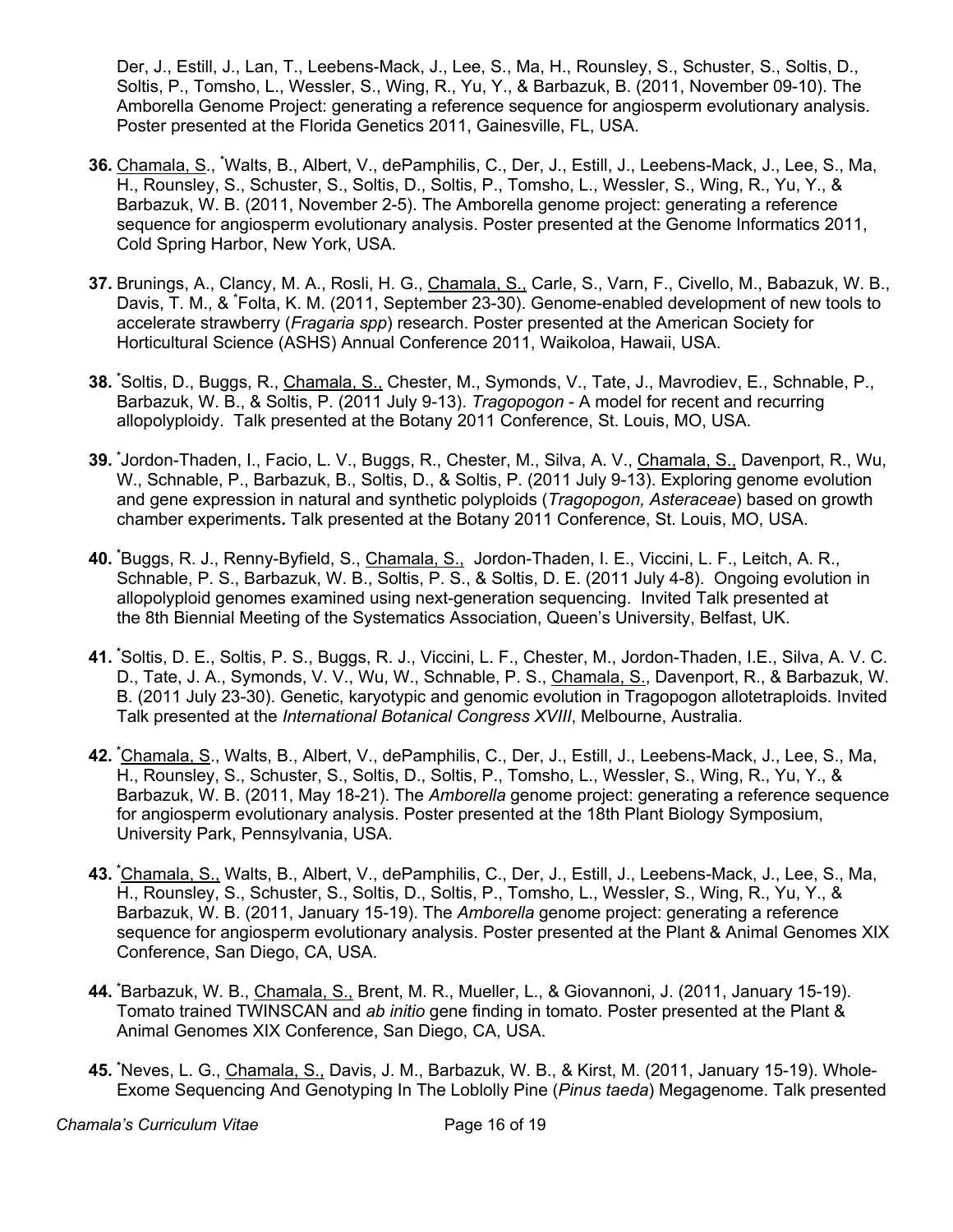Der, J., Estill, J., Lan, T., Leebens-Mack, J., Lee, S., Ma, H., Rounsley, S., Schuster, S., Soltis, D., Soltis, P., Tomsho, L., Wessler, S., Wing, R., Yu, Y., & Barbazuk, B. (2011, November 09-10). The Amborella Genome Project: generating a reference sequence for angiosperm evolutionary analysis. Poster presented at the Florida Genetics 2011, Gainesville, FL, USA.

**36.** Chamala, S., *Walts, B., Albert, V., dePamphilis, C., Der, J., Estill, J., Leebens-Mack, J., Lee, S., Ma, H., Rounsley, S., Schuster, S., Soltis, D., Soltis, P., Tomsho, L., Wessler, S., Wing, R., Yu, Y., & Barbazuk, W. B. (2011, November 2-5). The Amborella genome project: generating a reference sequence for angiosperm evolutionary analysis. Poster presented at the Genome Informatics 2011, Cold Spring Harbor, New York, USA.

**37.** Brunings, A., Clancy, M. A., Rosli, H. G., Chamala, S., Carle, S., Varn, F., Civello, M., Babazuk, W. B., Davis, T. M., & *Folta, K. M. (2011, September 23-30). Genome-enabled development of new tools to accelerate strawberry (*Fragaria spp*) research. Poster presented at the American Society for Horticultural Science (ASHS) Annual Conference 2011, Waikoloa, Hawaii, USA.

**38.** *Soltis, D., Buggs, R., Chamala, S., Chester, M., Symonds, V., Tate, J., Mavrodiev, E., Schnable, P., Barbazuk, W. B., & Soltis, P. (2011 July 9-13). *Tragopogon* - A model for recent and recurring allopolyploidy. Talk presented at the Botany 2011 Conference, St. Louis, MO, USA.

**39.** *Jordon-Thaden, I., Facio, L. V., Buggs, R., Chester, M., Silva, A. V., Chamala, S., Davenport, R., Wu, W., Schnable, P., Barbazuk, B., Soltis, D., & Soltis, P. (2011 July 9-13). Exploring genome evolution and gene expression in natural and synthetic polyploids (*Tragopogon, Asteraceae*) based on growth chamber experiments**.** Talk presented at the Botany 2011 Conference, St. Louis, MO, USA.

**40.** *Buggs, R. J., Renny-Byfield, S., Chamala, S., Jordon-Thaden, I. E., Viccini, L. F., Leitch, A. R., Schnable, P. S., Barbazuk, W. B., Soltis, P. S., & Soltis, D. E. (2011 July 4-8). Ongoing evolution in allopolyploid genomes examined using next-generation sequencing. Invited Talk presented at the 8th Biennial Meeting of the Systematics Association, Queen's University, Belfast, UK.

**41.** *Soltis, D. E., Soltis, P. S., Buggs, R. J., Viccini, L. F., Chester, M., Jordon-Thaden, I.E., Silva, A. V. C. D., Tate, J. A., Symonds, V. V., Wu, W., Schnable, P. S., Chamala, S., Davenport, R., & Barbazuk, W. B. (2011 July 23-30). Genetic, karyotypic and genomic evolution in Tragopogon allotetraploids. Invited Talk presented at the *International Botanical Congress XVIII*, Melbourne, Australia.

**42.** *Chamala, S., Walts, B., Albert, V., dePamphilis, C., Der, J., Estill, J., Leebens-Mack, J., Lee, S., Ma, H., Rounsley, S., Schuster, S., Soltis, D., Soltis, P., Tomsho, L., Wessler, S., Wing, R., Yu, Y., & Barbazuk, W. B. (2011, May 18-21). The *Amborella* genome project: generating a reference sequence for angiosperm evolutionary analysis. Poster presented at the 18th Plant Biology Symposium, University Park, Pennsylvania, USA.

**43.** *Chamala, S., Walts, B., Albert, V., dePamphilis, C., Der, J., Estill, J., Leebens-Mack, J., Lee, S., Ma, H., Rounsley, S., Schuster, S., Soltis, D., Soltis, P., Tomsho, L., Wessler, S., Wing, R., Yu, Y., & Barbazuk, W. B. (2011, January 15-19). The *Amborella* genome project: generating a reference sequence for angiosperm evolutionary analysis. Poster presented at the Plant & Animal Genomes XIX Conference, San Diego, CA, USA.

**44.** *Barbazuk, W. B., Chamala, S., Brent, M. R., Mueller, L., & Giovannoni, J. (2011, January 15-19). Tomato trained TWINSCAN and *ab initio* gene finding in tomato. Poster presented at the Plant & Animal Genomes XIX Conference, San Diego, CA, USA.

**45.** *Neves, L. G., Chamala, S., Davis, J. M., Barbazuk, W. B., & Kirst, M. (2011, January 15-19). Whole-Exome Sequencing And Genotyping In The Loblolly Pine (*Pinus taeda*) Megagenome. Talk presented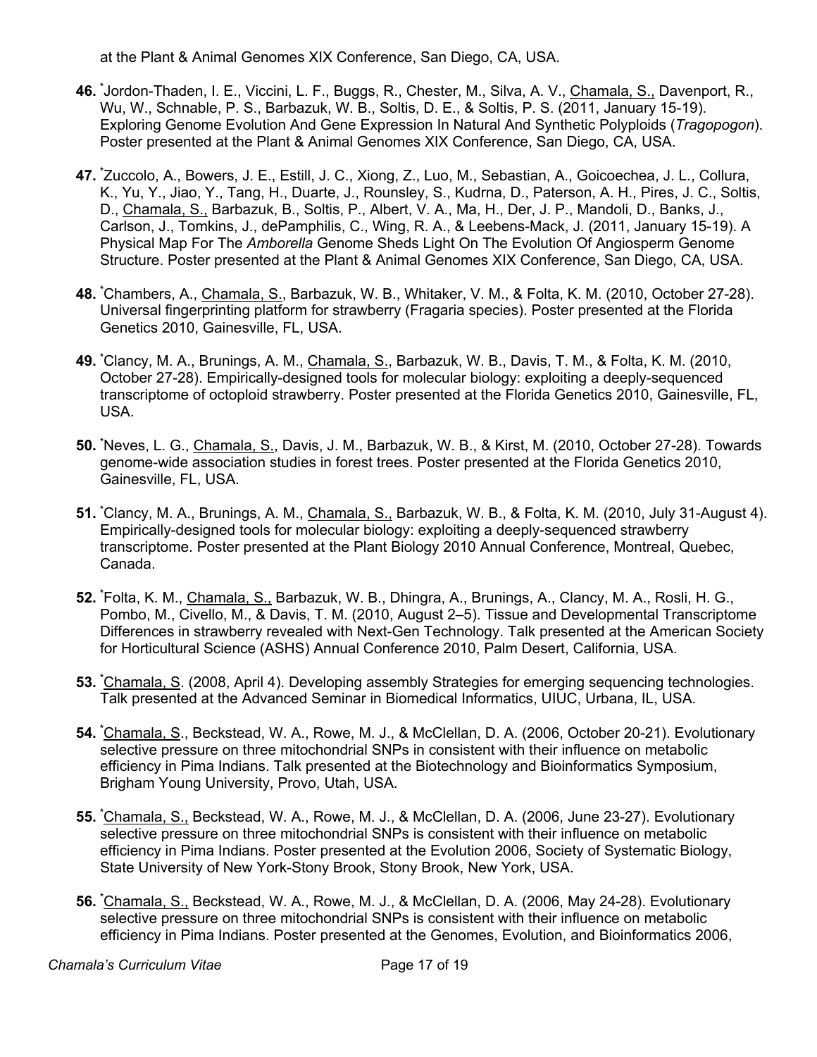at the Plant & Animal Genomes XIX Conference, San Diego, CA, USA.

**46.** *Jordon-Thaden, I. E., Viccini, L. F., Buggs, R., Chester, M., Silva, A. V., Chamala, S., Davenport, R., Wu, W., Schnable, P. S., Barbazuk, W. B., Soltis, D. E., & Soltis, P. S. (2011, January 15-19). Exploring Genome Evolution And Gene Expression In Natural And Synthetic Polyploids (*Tragopogon*). Poster presented at the Plant & Animal Genomes XIX Conference, San Diego, CA, USA.

**47.** *Zuccolo, A., Bowers, J. E., Estill, J. C., Xiong, Z., Luo, M., Sebastian, A., Goicoechea, J. L., Collura, K., Yu, Y., Jiao, Y., Tang, H., Duarte, J., Rounsley, S., Kudrna, D., Paterson, A. H., Pires, J. C., Soltis, D., Chamala, S., Barbazuk, B., Soltis, P., Albert, V. A., Ma, H., Der, J. P., Mandoli, D., Banks, J., Carlson, J., Tomkins, J., dePamphilis, C., Wing, R. A., & Leebens-Mack, J. (2011, January 15-19). A Physical Map For The *Amborella* Genome Sheds Light On The Evolution Of Angiosperm Genome Structure. Poster presented at the Plant & Animal Genomes XIX Conference, San Diego, CA, USA.

**48.** *Chambers, A., Chamala, S., Barbazuk, W. B., Whitaker, V. M., & Folta, K. M. (2010, October 27-28). Universal fingerprinting platform for strawberry (Fragaria species). Poster presented at the Florida Genetics 2010, Gainesville, FL, USA.

**49.** *Clancy, M. A., Brunings, A. M., Chamala, S., Barbazuk, W. B., Davis, T. M., & Folta, K. M. (2010, October 27-28). Empirically-designed tools for molecular biology: exploiting a deeply-sequenced transcriptome of octoploid strawberry. Poster presented at the Florida Genetics 2010, Gainesville, FL, USA.

**50.** *Neves, L. G., Chamala, S., Davis, J. M., Barbazuk, W. B., & Kirst, M. (2010, October 27-28). Towards genome-wide association studies in forest trees. Poster presented at the Florida Genetics 2010, Gainesville, FL, USA.

**51.** *Clancy, M. A., Brunings, A. M., Chamala, S., Barbazuk, W. B., & Folta, K. M. (2010, July 31-August 4). Empirically-designed tools for molecular biology: exploiting a deeply-sequenced strawberry transcriptome. Poster presented at the Plant Biology 2010 Annual Conference, Montreal, Quebec, Canada.

**52.** *Folta, K. M., Chamala, S., Barbazuk, W. B., Dhingra, A., Brunings, A., Clancy, M. A., Rosli, H. G., Pombo, M., Civello, M., & Davis, T. M. (2010, August 2–5). Tissue and Developmental Transcriptome Differences in strawberry revealed with Next-Gen Technology. Talk presented at the American Society for Horticultural Science (ASHS) Annual Conference 2010, Palm Desert, California, USA.

**53.** *Chamala, S. (2008, April 4). Developing assembly Strategies for emerging sequencing technologies. Talk presented at the Advanced Seminar in Biomedical Informatics, UIUC, Urbana, IL, USA.

**54.** *Chamala, S., Beckstead, W. A., Rowe, M. J., & McClellan, D. A. (2006, October 20-21). Evolutionary selective pressure on three mitochondrial SNPs in consistent with their influence on metabolic efficiency in Pima Indians. Talk presented at the Biotechnology and Bioinformatics Symposium, Brigham Young University, Provo, Utah, USA.

**55.** *Chamala, S., Beckstead, W. A., Rowe, M. J., & McClellan, D. A. (2006, June 23-27). Evolutionary selective pressure on three mitochondrial SNPs is consistent with their influence on metabolic efficiency in Pima Indians. Poster presented at the Evolution 2006, Society of Systematic Biology, State University of New York-Stony Brook, Stony Brook, New York, USA.

**56.** *Chamala, S., Beckstead, W. A., Rowe, M. J., & McClellan, D. A. (2006, May 24-28). Evolutionary selective pressure on three mitochondrial SNPs is consistent with their influence on metabolic efficiency in Pima Indians. Poster presented at the Genomes, Evolution, and Bioinformatics 2006,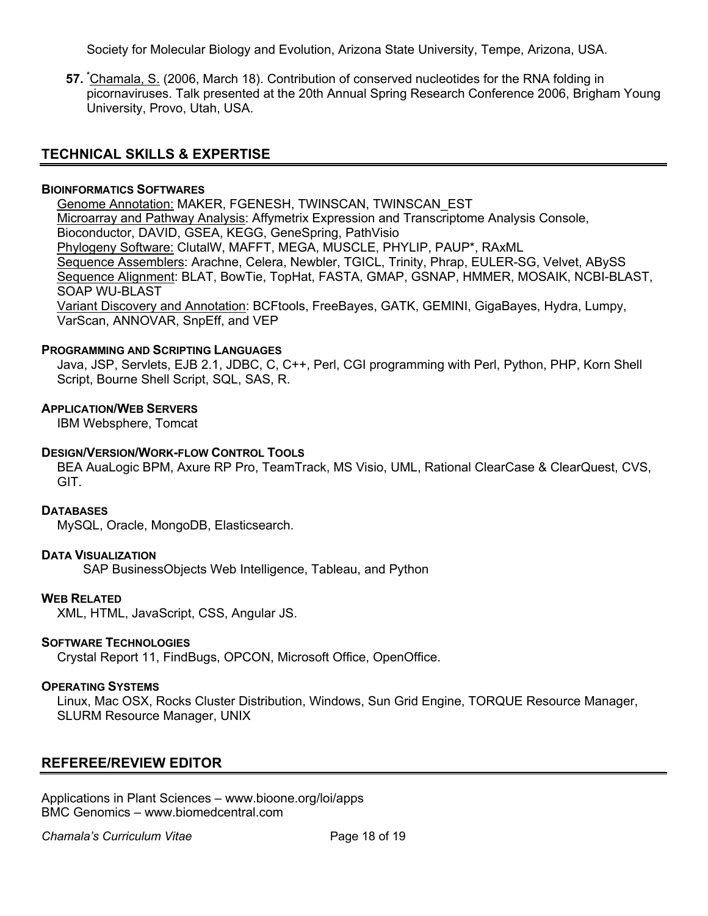Society for Molecular Biology and Evolution, Arizona State University, Tempe, Arizona, USA.

**57.** [*]Chamala, S. (2006, March 18). Contribution of conserved nucleotides for the RNA folding in picornaviruses. Talk presented at the 20th Annual Spring Research Conference 2006, Brigham Young University, Provo, Utah, USA.

## TECHNICAL SKILLS & EXPERTISE

**BIOINFORMATICS SOFTWARES**

Genome Annotation: MAKER, FGENESH, TWINSCAN, TWINSCAN_EST
Microarray and Pathway Analysis: Affymetrix Expression and Transcriptome Analysis Console, Bioconductor, DAVID, GSEA, KEGG, GeneSpring, PathVisio
Phylogeny Software: ClutalW, MAFFT, MEGA, MUSCLE, PHYLIP, PAUP*, RAxML
Sequence Assemblers: Arachne, Celera, Newbler, TGICL, Trinity, Phrap, EULER-SG, Velvet, ABySS
Sequence Alignment: BLAT, BowTie, TopHat, FASTA, GMAP, GSNAP, HMMER, MOSAIK, NCBI-BLAST, SOAP WU-BLAST
Variant Discovery and Annotation: BCFtools, FreeBayes, GATK, GEMINI, GigaBayes, Hydra, Lumpy, VarScan, ANNOVAR, SnpEff, and VEP

**PROGRAMMING AND SCRIPTING LANGUAGES**

Java, JSP, Servlets, EJB 2.1, JDBC, C, C++, Perl, CGI programming with Perl, Python, PHP, Korn Shell Script, Bourne Shell Script, SQL, SAS, R.

**APPLICATION/WEB SERVERS**

IBM Websphere, Tomcat

**DESIGN/VERSION/WORK-FLOW CONTROL TOOLS**

BEA AuaLogic BPM, Axure RP Pro, TeamTrack, MS Visio, UML, Rational ClearCase & ClearQuest, CVS, GIT.

**DATABASES**

MySQL, Oracle, MongoDB, Elasticsearch.

**DATA VISUALIZATION**

SAP BusinessObjects Web Intelligence, Tableau, and Python

**WEB RELATED**

XML, HTML, JavaScript, CSS, Angular JS.

**SOFTWARE TECHNOLOGIES**

Crystal Report 11, FindBugs, OPCON, Microsoft Office, OpenOffice.

**OPERATING SYSTEMS**

Linux, Mac OSX, Rocks Cluster Distribution, Windows, Sun Grid Engine, TORQUE Resource Manager, SLURM Resource Manager, UNIX

## REFEREE/REVIEW EDITOR

Applications in Plant Sciences – www.bioone.org/loi/apps
BMC Genomics – www.biomedcentral.com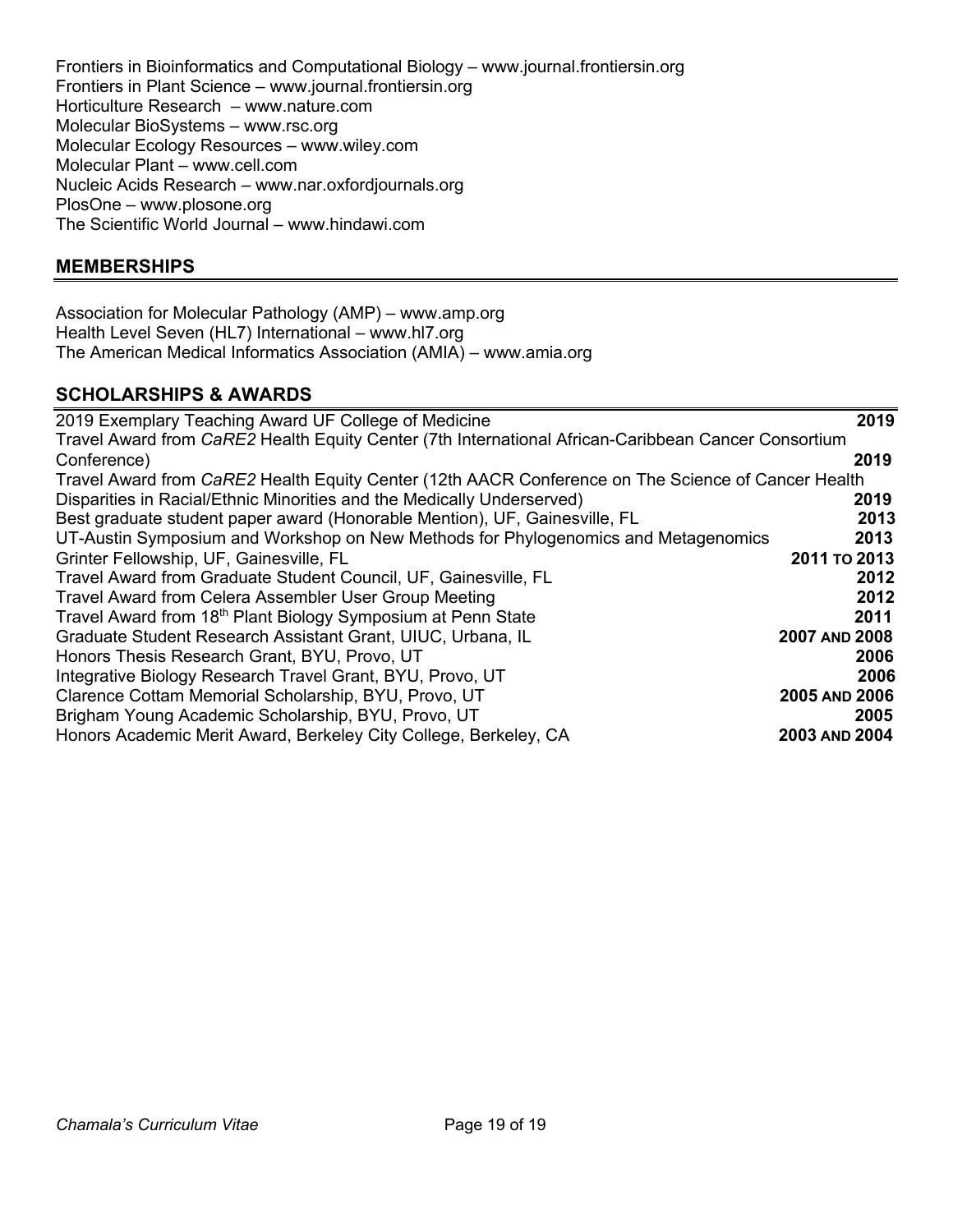Frontiers in Bioinformatics and Computational Biology – www.journal.frontiersin.org
Frontiers in Plant Science – www.journal.frontiersin.org
Horticulture Research – www.nature.com
Molecular BioSystems – www.rsc.org
Molecular Ecology Resources – www.wiley.com
Molecular Plant – www.cell.com
Nucleic Acids Research – www.nar.oxfordjournals.org
PlosOne – www.plosone.org
The Scientific World Journal – www.hindawi.com

## MEMBERSHIPS

Association for Molecular Pathology (AMP) – www.amp.org
Health Level Seven (HL7) International – www.hl7.org
The American Medical Informatics Association (AMIA) – www.amia.org

## SCHOLARSHIPS & AWARDS

| | |
|---|---|
| 2019 Exemplary Teaching Award UF College of Medicine | **2019** |
| Travel Award from *CaRE2* Health Equity Center (7th International African-Caribbean Cancer Consortium Conference) | **2019** |
| Travel Award from *CaRE2* Health Equity Center (12th AACR Conference on The Science of Cancer Health Disparities in Racial/Ethnic Minorities and the Medically Underserved) | **2019** |
| Best graduate student paper award (Honorable Mention), UF, Gainesville, FL | **2013** |
| UT-Austin Symposium and Workshop on New Methods for Phylogenomics and Metagenomics | **2013** |
| Grinter Fellowship, UF, Gainesville, FL | **2011 TO 2013** |
| Travel Award from Graduate Student Council, UF, Gainesville, FL | **2012** |
| Travel Award from Celera Assembler User Group Meeting | **2012** |
| Travel Award from 18th Plant Biology Symposium at Penn State | **2011** |
| Graduate Student Research Assistant Grant, UIUC, Urbana, IL | **2007 AND 2008** |
| Honors Thesis Research Grant, BYU, Provo, UT | **2006** |
| Integrative Biology Research Travel Grant, BYU, Provo, UT | **2006** |
| Clarence Cottam Memorial Scholarship, BYU, Provo, UT | **2005 AND 2006** |
| Brigham Young Academic Scholarship, BYU, Provo, UT | **2005** |
| Honors Academic Merit Award, Berkeley City College, Berkeley, CA | **2003 AND 2004** |